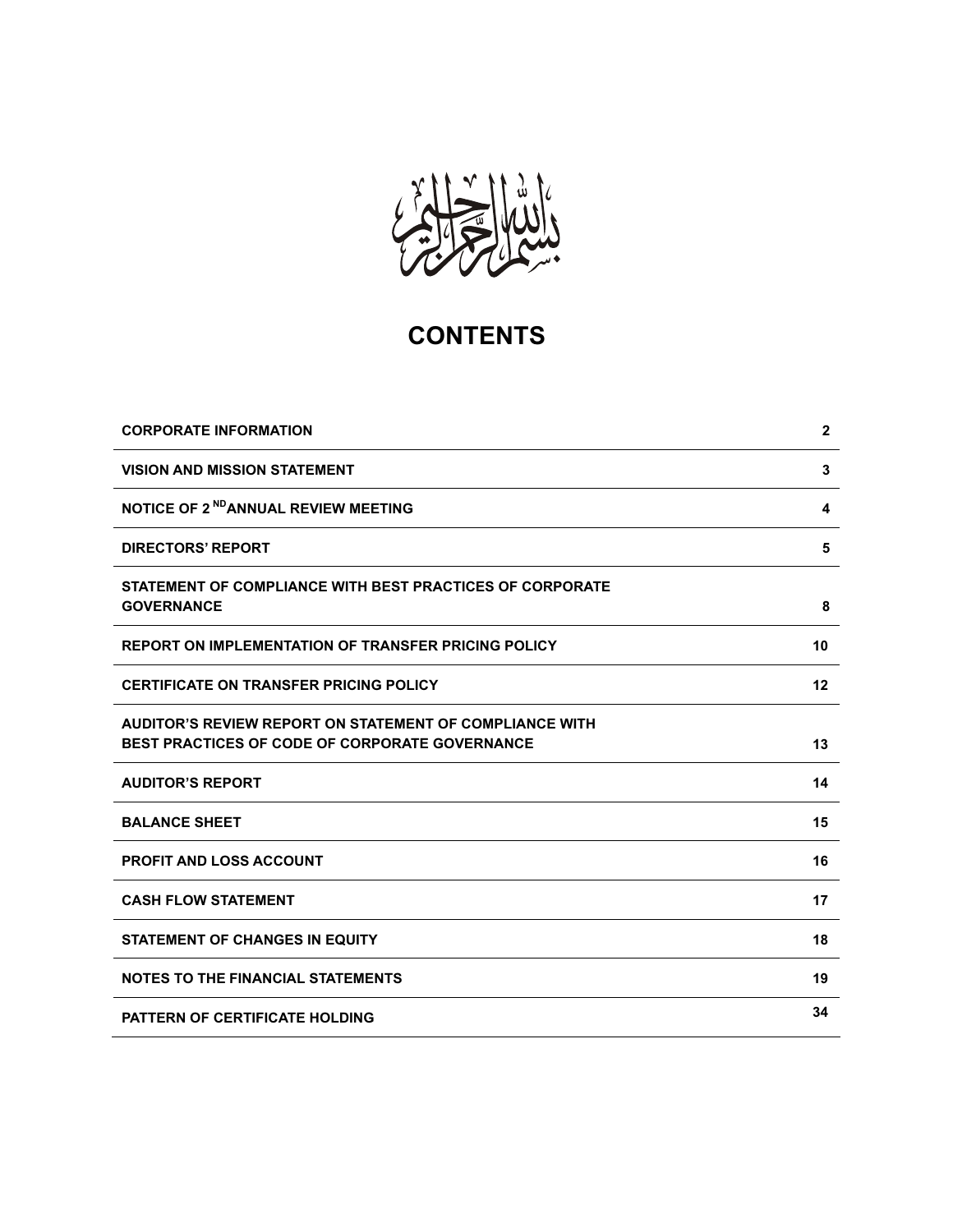بسم الله الرحمن الرحيم

# CONTENTS

| | |
|---|---|
| CORPORATE INFORMATION | 2 |
| VISION AND MISSION STATEMENT | 3 |
| NOTICE OF 2[ND] ANNUAL REVIEW MEETING | 4 |
| DIRECTORS' REPORT | 5 |
| STATEMENT OF COMPLIANCE WITH BEST PRACTICES OF CORPORATE GOVERNANCE | 8 |
| REPORT ON IMPLEMENTATION OF TRANSFER PRICING POLICY | 10 |
| CERTIFICATE ON TRANSFER PRICING POLICY | 12 |
| AUDITOR'S REVIEW REPORT ON STATEMENT OF COMPLIANCE WITH BEST PRACTICES OF CODE OF CORPORATE GOVERNANCE | 13 |
| AUDITOR'S REPORT | 14 |
| BALANCE SHEET | 15 |
| PROFIT AND LOSS ACCOUNT | 16 |
| CASH FLOW STATEMENT | 17 |
| STATEMENT OF CHANGES IN EQUITY | 18 |
| NOTES TO THE FINANCIAL STATEMENTS | 19 |
| PATTERN OF CERTIFICATE HOLDING | 34 |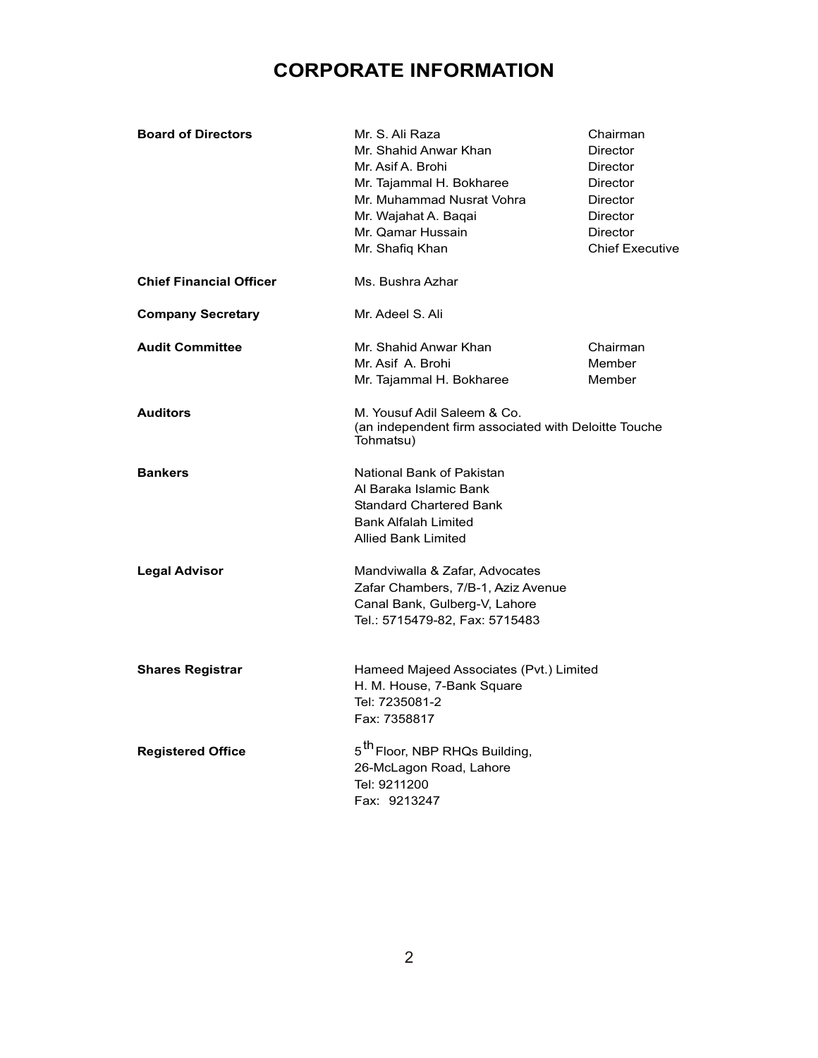# CORPORATE INFORMATION

| | | |
|---|---|---|
| **Board of Directors** | Mr. S. Ali Raza | Chairman |
| | Mr. Shahid Anwar Khan | Director |
| | Mr. Asif A. Brohi | Director |
| | Mr. Tajammal H. Bokharee | Director |
| | Mr. Muhammad Nusrat Vohra | Director |
| | Mr. Wajahat A. Baqai | Director |
| | Mr. Qamar Hussain | Director |
| | Mr. Shafiq Khan | Chief Executive |
| **Chief Financial Officer** | Ms. Bushra Azhar | |
| **Company Secretary** | Mr. Adeel S. Ali | |
| **Audit Committee** | Mr. Shahid Anwar Khan | Chairman |
| | Mr. Asif A. Brohi | Member |
| | Mr. Tajammal H. Bokharee | Member |

**Auditors**

M. Yousuf Adil Saleem & Co.
(an independent firm associated with Deloitte Touche Tohmatsu)

**Bankers**

National Bank of Pakistan
Al Baraka Islamic Bank
Standard Chartered Bank
Bank Alfalah Limited
Allied Bank Limited

**Legal Advisor**

Mandviwalla & Zafar, Advocates
Zafar Chambers, 7/B-1, Aziz Avenue
Canal Bank, Gulberg-V, Lahore
Tel.: 5715479-82, Fax: 5715483

**Shares Registrar**

Hameed Majeed Associates (Pvt.) Limited
H. M. House, 7-Bank Square
Tel: 7235081-2
Fax: 7358817

**Registered Office**

5th Floor, NBP RHQs Building,
26-McLagon Road, Lahore
Tel: 9211200
Fax: 9213247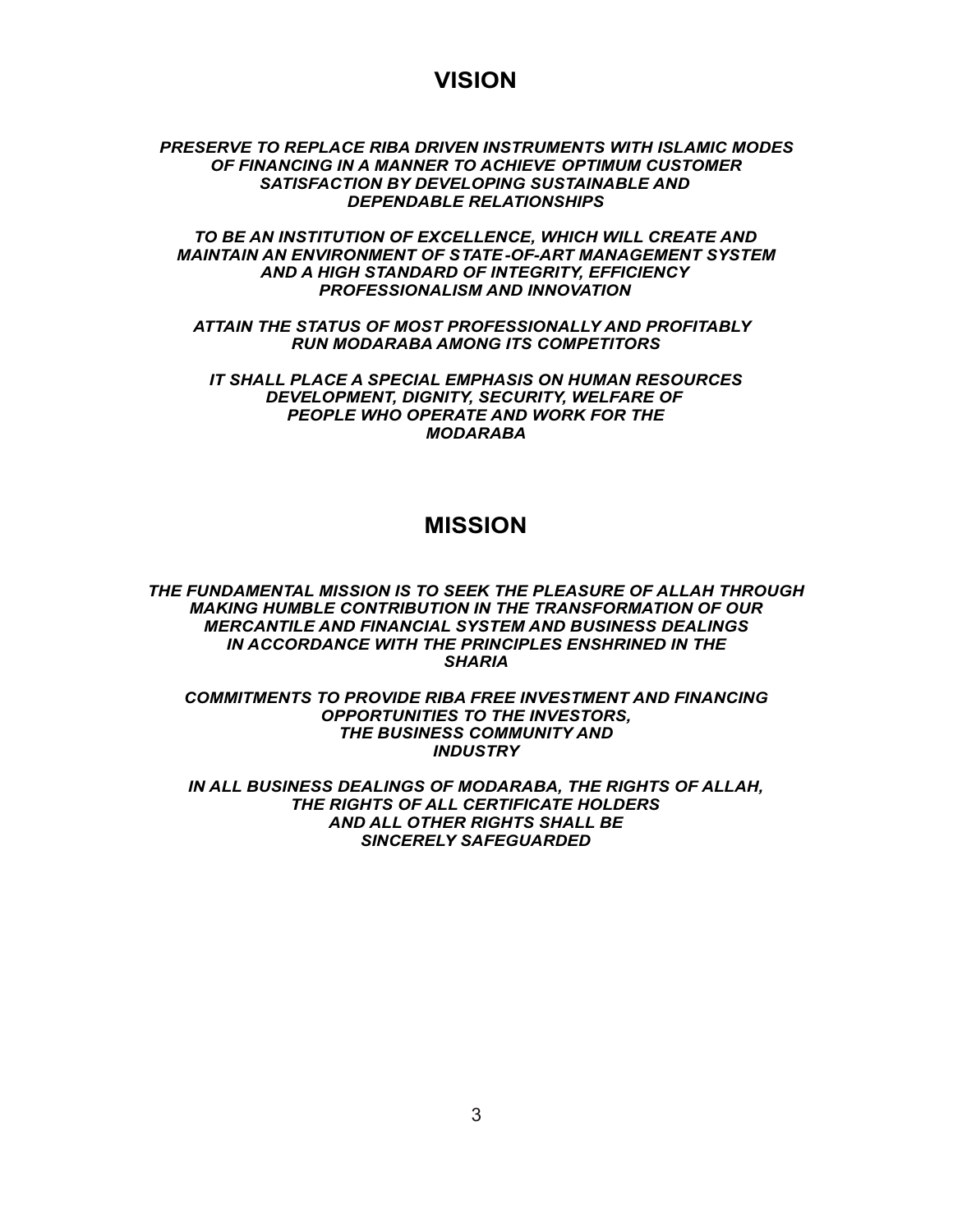# VISION

***PRESERVE TO REPLACE RIBA DRIVEN INSTRUMENTS WITH ISLAMIC MODES OF FINANCING IN A MANNER TO ACHIEVE OPTIMUM CUSTOMER SATISFACTION BY DEVELOPING SUSTAINABLE AND DEPENDABLE RELATIONSHIPS***

***TO BE AN INSTITUTION OF EXCELLENCE, WHICH WILL CREATE AND MAINTAIN AN ENVIRONMENT OF STATE-OF-ART MANAGEMENT SYSTEM AND A HIGH STANDARD OF INTEGRITY, EFFICIENCY PROFESSIONALISM AND INNOVATION***

***ATTAIN THE STATUS OF MOST PROFESSIONALLY AND PROFITABLY RUN MODARABA AMONG ITS COMPETITORS***

***IT SHALL PLACE A SPECIAL EMPHASIS ON HUMAN RESOURCES DEVELOPMENT, DIGNITY, SECURITY, WELFARE OF PEOPLE WHO OPERATE AND WORK FOR THE MODARABA***

# MISSION

***THE FUNDAMENTAL MISSION IS TO SEEK THE PLEASURE OF ALLAH THROUGH MAKING HUMBLE CONTRIBUTION IN THE TRANSFORMATION OF OUR MERCANTILE AND FINANCIAL SYSTEM AND BUSINESS DEALINGS IN ACCORDANCE WITH THE PRINCIPLES ENSHRINED IN THE SHARIA***

***COMMITMENTS TO PROVIDE RIBA FREE INVESTMENT AND FINANCING OPPORTUNITIES TO THE INVESTORS, THE BUSINESS COMMUNITY AND INDUSTRY***

***IN ALL BUSINESS DEALINGS OF MODARABA, THE RIGHTS OF ALLAH, THE RIGHTS OF ALL CERTIFICATE HOLDERS AND ALL OTHER RIGHTS SHALL BE SINCERELY SAFEGUARDED***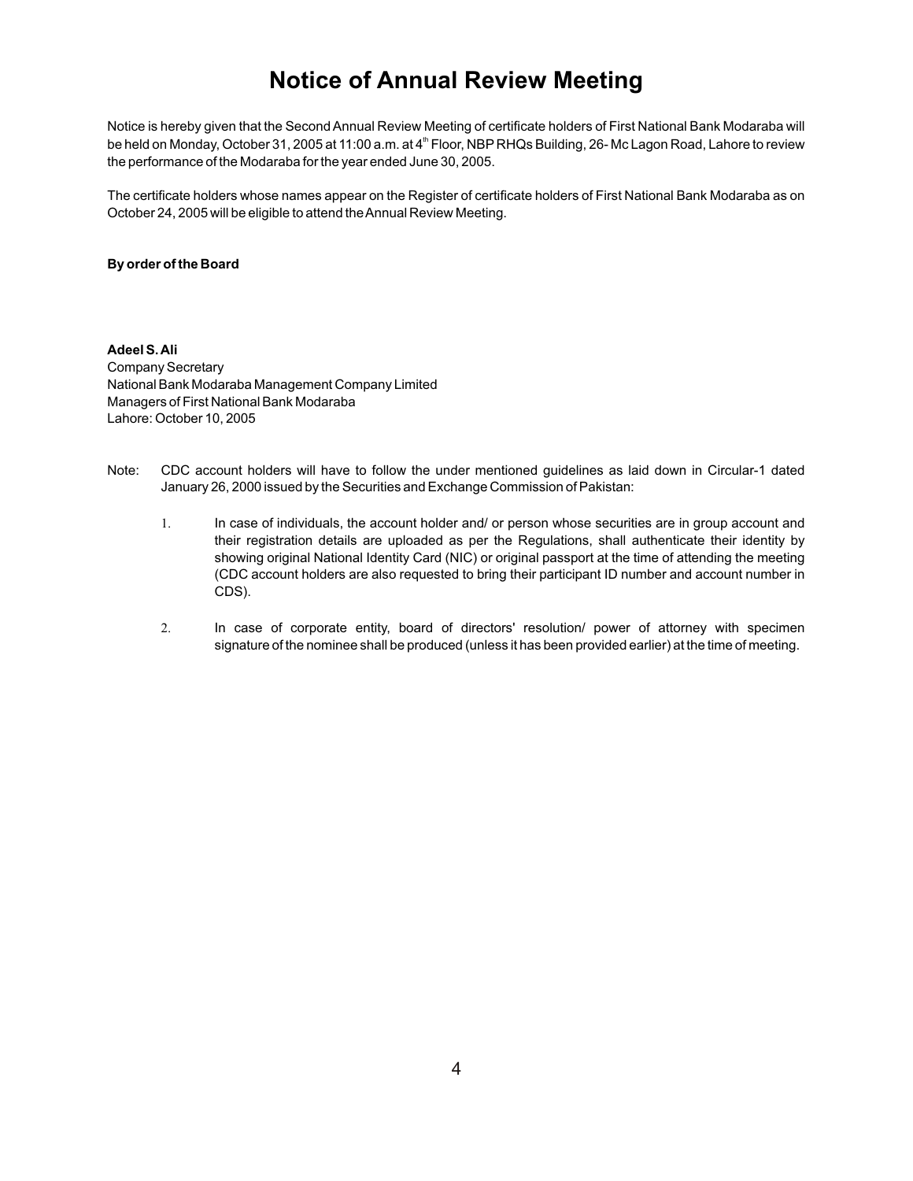# Notice of Annual Review Meeting

Notice is hereby given that the Second Annual Review Meeting of certificate holders of First National Bank Modaraba will be held on Monday, October 31, 2005 at 11:00 a.m. at 4th Floor, NBP RHQs Building, 26- Mc Lagon Road, Lahore to review the performance of the Modaraba for the year ended June 30, 2005.

The certificate holders whose names appear on the Register of certificate holders of First National Bank Modaraba as on October 24, 2005 will be eligible to attend the Annual Review Meeting.

**By order of the Board**

**Adeel S. Ali**
Company Secretary
National Bank Modaraba Management Company Limited
Managers of First National Bank Modaraba
Lahore: October 10, 2005

Note: CDC account holders will have to follow the under mentioned guidelines as laid down in Circular-1 dated January 26, 2000 issued by the Securities and Exchange Commission of Pakistan:

1. In case of individuals, the account holder and/ or person whose securities are in group account and their registration details are uploaded as per the Regulations, shall authenticate their identity by showing original National Identity Card (NIC) or original passport at the time of attending the meeting (CDC account holders are also requested to bring their participant ID number and account number in CDS).

2. In case of corporate entity, board of directors' resolution/ power of attorney with specimen signature of the nominee shall be produced (unless it has been provided earlier) at the time of meeting.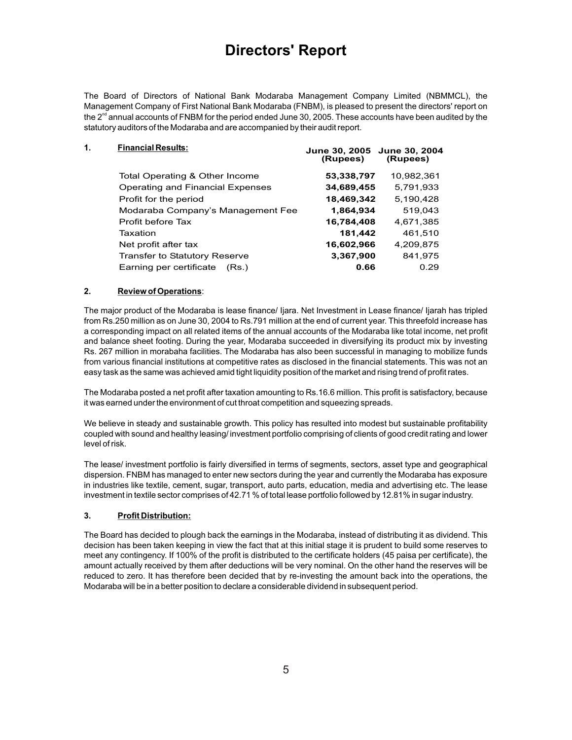# Directors' Report

The Board of Directors of National Bank Modaraba Management Company Limited (NBMMCL), the Management Company of First National Bank Modaraba (FNBM), is pleased to present the directors' report on the 2[nd] annual accounts of FNBM for the period ended June 30, 2005. These accounts have been audited by the statutory auditors of the Modaraba and are accompanied by their audit report.

## 1. Financial Results:

| | June 30, 2005 (Rupees) | June 30, 2004 (Rupees) |
|---|---|---|
| Total Operating & Other Income | **53,338,797** | 10,982,361 |
| Operating and Financial Expenses | **34,689,455** | 5,791,933 |
| Profit for the period | **18,469,342** | 5,190,428 |
| Modaraba Company's Management Fee | **1,864,934** | 519,043 |
| Profit before Tax | **16,784,408** | 4,671,385 |
| Taxation | **181,442** | 461,510 |
| Net profit after tax | **16,602,966** | 4,209,875 |
| Transfer to Statutory Reserve | **3,367,900** | 841,975 |
| Earning per certificate (Rs.) | **0.66** | 0.29 |

## 2. Review of Operations:

The major product of the Modaraba is lease finance/ Ijara. Net Investment in Lease finance/ Ijarah has tripled from Rs.250 million as on June 30, 2004 to Rs.791 million at the end of current year. This threefold increase has a corresponding impact on all related items of the annual accounts of the Modaraba like total income, net profit and balance sheet footing. During the year, Modaraba succeeded in diversifying its product mix by investing Rs. 267 million in morabaha facilities. The Modaraba has also been successful in managing to mobilize funds from various financial institutions at competitive rates as disclosed in the financial statements. This was not an easy task as the same was achieved amid tight liquidity position of the market and rising trend of profit rates.

The Modaraba posted a net profit after taxation amounting to Rs.16.6 million. This profit is satisfactory, because it was earned under the environment of cut throat competition and squeezing spreads.

We believe in steady and sustainable growth. This policy has resulted into modest but sustainable profitability coupled with sound and healthy leasing/ investment portfolio comprising of clients of good credit rating and lower level of risk.

The lease/ investment portfolio is fairly diversified in terms of segments, sectors, asset type and geographical dispersion. FNBM has managed to enter new sectors during the year and currently the Modaraba has exposure in industries like textile, cement, sugar, transport, auto parts, education, media and advertising etc. The lease investment in textile sector comprises of 42.71 % of total lease portfolio followed by 12.81% in sugar industry.

## 3. Profit Distribution:

The Board has decided to plough back the earnings in the Modaraba, instead of distributing it as dividend. This decision has been taken keeping in view the fact that at this initial stage it is prudent to build some reserves to meet any contingency. If 100% of the profit is distributed to the certificate holders (45 paisa per certificate), the amount actually received by them after deductions will be very nominal. On the other hand the reserves will be reduced to zero. It has therefore been decided that by re-investing the amount back into the operations, the Modaraba will be in a better position to declare a considerable dividend in subsequent period.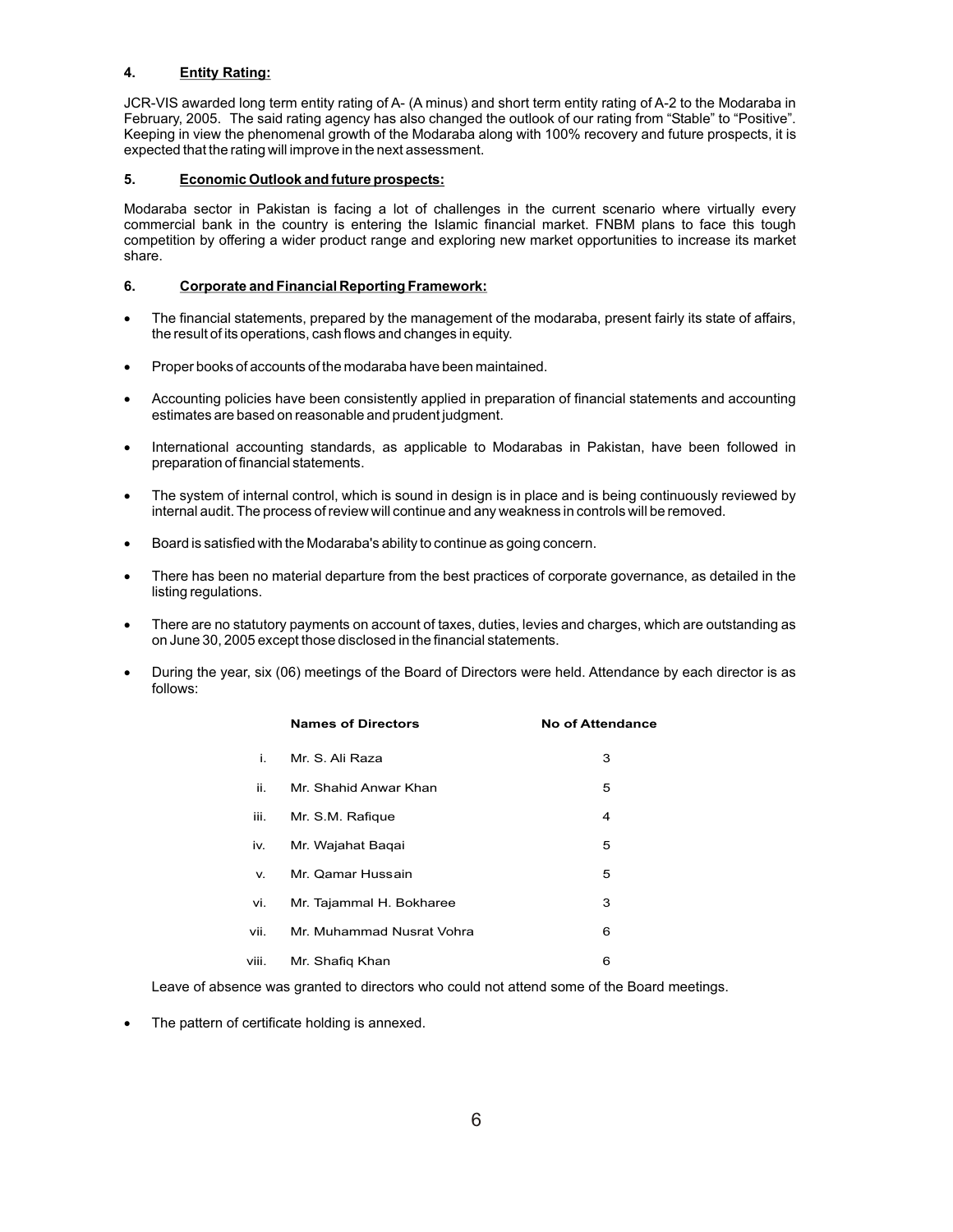## 4. Entity Rating:

JCR-VIS awarded long term entity rating of A- (A minus) and short term entity rating of A-2 to the Modaraba in February, 2005. The said rating agency has also changed the outlook of our rating from "Stable" to "Positive". Keeping in view the phenomenal growth of the Modaraba along with 100% recovery and future prospects, it is expected that the rating will improve in the next assessment.

## 5. Economic Outlook and future prospects:

Modaraba sector in Pakistan is facing a lot of challenges in the current scenario where virtually every commercial bank in the country is entering the Islamic financial market. FNBM plans to face this tough competition by offering a wider product range and exploring new market opportunities to increase its market share.

## 6. Corporate and Financial Reporting Framework:

- The financial statements, prepared by the management of the modaraba, present fairly its state of affairs, the result of its operations, cash flows and changes in equity.
- Proper books of accounts of the modaraba have been maintained.
- Accounting policies have been consistently applied in preparation of financial statements and accounting estimates are based on reasonable and prudent judgment.
- International accounting standards, as applicable to Modarabas in Pakistan, have been followed in preparation of financial statements.
- The system of internal control, which is sound in design is in place and is being continuously reviewed by internal audit. The process of review will continue and any weakness in controls will be removed.
- Board is satisfied with the Modaraba's ability to continue as going concern.
- There has been no material departure from the best practices of corporate governance, as detailed in the listing regulations.
- There are no statutory payments on account of taxes, duties, levies and charges, which are outstanding as on June 30, 2005 except those disclosed in the financial statements.
- During the year, six (06) meetings of the Board of Directors were held. Attendance by each director is as follows:

| | Names of Directors | No of Attendance |
|---|---|---|
| i. | Mr. S. Ali Raza | 3 |
| ii. | Mr. Shahid Anwar Khan | 5 |
| iii. | Mr. S.M. Rafique | 4 |
| iv. | Mr. Wajahat Baqai | 5 |
| v. | Mr. Qamar Hussain | 5 |
| vi. | Mr. Tajammal H. Bokharee | 3 |
| vii. | Mr. Muhammad Nusrat Vohra | 6 |
| viii. | Mr. Shafiq Khan | 6 |

  Leave of absence was granted to directors who could not attend some of the Board meetings.

- The pattern of certificate holding is annexed.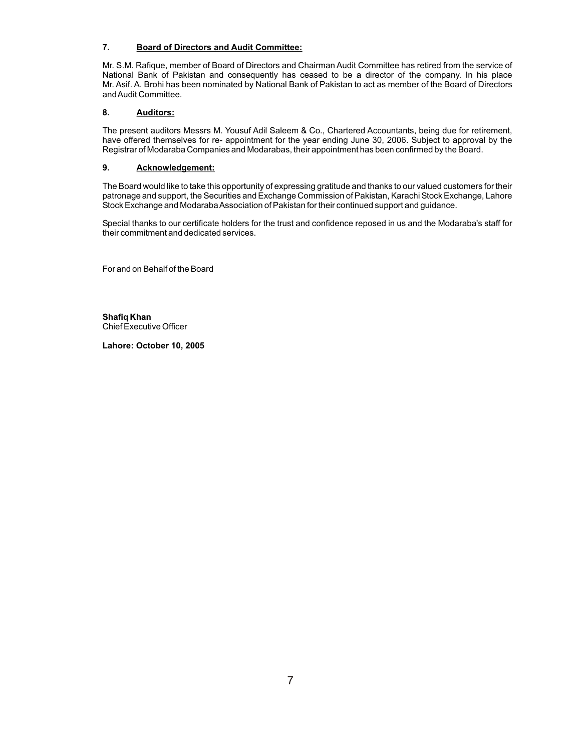### 7. Board of Directors and Audit Committee:

Mr. S.M. Rafique, member of Board of Directors and Chairman Audit Committee has retired from the service of National Bank of Pakistan and consequently has ceased to be a director of the company. In his place Mr. Asif. A. Brohi has been nominated by National Bank of Pakistan to act as member of the Board of Directors and Audit Committee.

### 8. Auditors:

The present auditors Messrs M. Yousuf Adil Saleem & Co., Chartered Accountants, being due for retirement, have offered themselves for re- appointment for the year ending June 30, 2006. Subject to approval by the Registrar of Modaraba Companies and Modarabas, their appointment has been confirmed by the Board.

### 9. Acknowledgement:

The Board would like to take this opportunity of expressing gratitude and thanks to our valued customers for their patronage and support, the Securities and Exchange Commission of Pakistan, Karachi Stock Exchange, Lahore Stock Exchange and Modaraba Association of Pakistan for their continued support and guidance.

Special thanks to our certificate holders for the trust and confidence reposed in us and the Modaraba's staff for their commitment and dedicated services.

For and on Behalf of the Board

**Shafiq Khan**
Chief Executive Officer

**Lahore: October 10, 2005**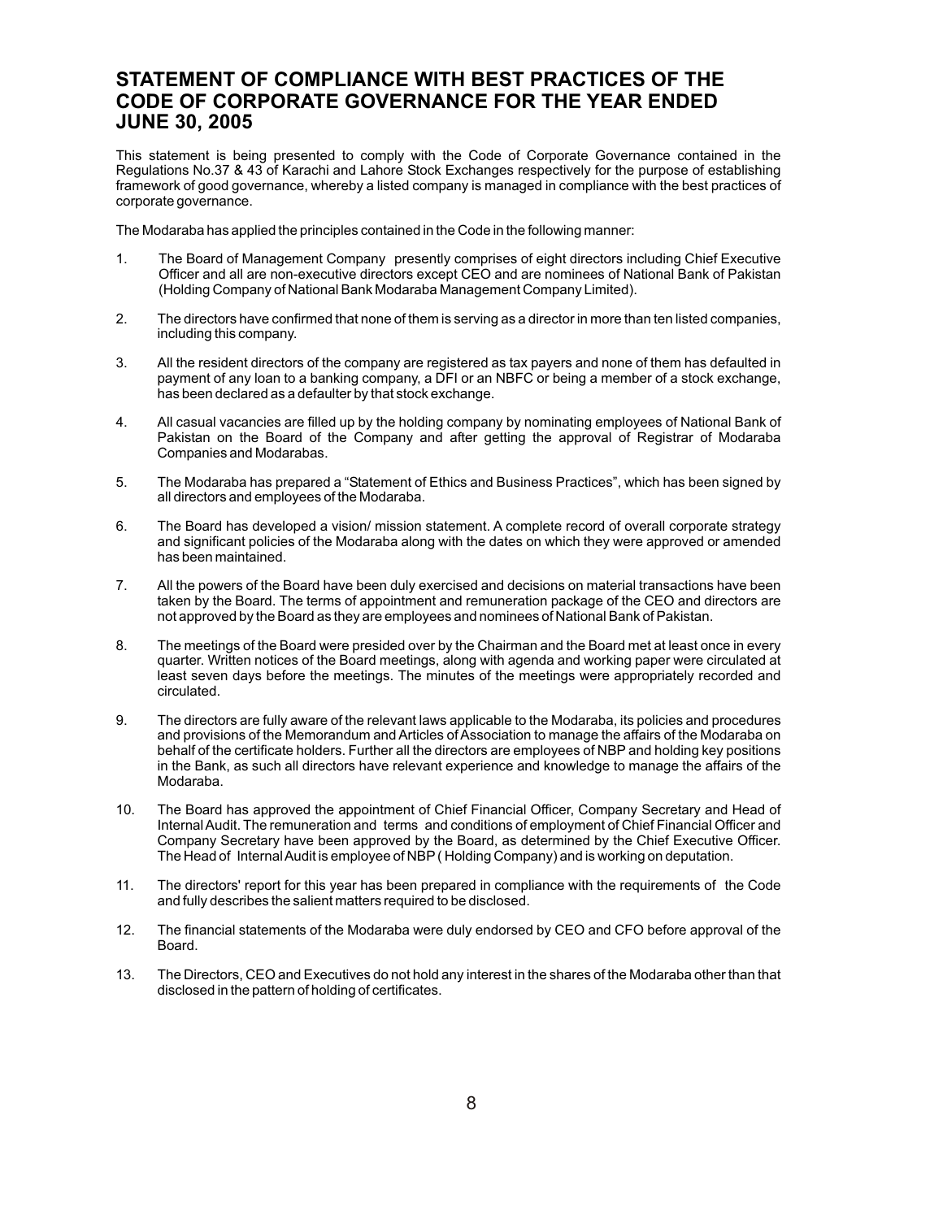# STATEMENT OF COMPLIANCE WITH BEST PRACTICES OF THE CODE OF CORPORATE GOVERNANCE FOR THE YEAR ENDED JUNE 30, 2005

This statement is being presented to comply with the Code of Corporate Governance contained in the Regulations No.37 & 43 of Karachi and Lahore Stock Exchanges respectively for the purpose of establishing framework of good governance, whereby a listed company is managed in compliance with the best practices of corporate governance.

The Modaraba has applied the principles contained in the Code in the following manner:

1. The Board of Management Company presently comprises of eight directors including Chief Executive Officer and all are non-executive directors except CEO and are nominees of National Bank of Pakistan (Holding Company of National Bank Modaraba Management Company Limited).

2. The directors have confirmed that none of them is serving as a director in more than ten listed companies, including this company.

3. All the resident directors of the company are registered as tax payers and none of them has defaulted in payment of any loan to a banking company, a DFI or an NBFC or being a member of a stock exchange, has been declared as a defaulter by that stock exchange.

4. All casual vacancies are filled up by the holding company by nominating employees of National Bank of Pakistan on the Board of the Company and after getting the approval of Registrar of Modaraba Companies and Modarabas.

5. The Modaraba has prepared a "Statement of Ethics and Business Practices", which has been signed by all directors and employees of the Modaraba.

6. The Board has developed a vision/ mission statement. A complete record of overall corporate strategy and significant policies of the Modaraba along with the dates on which they were approved or amended has been maintained.

7. All the powers of the Board have been duly exercised and decisions on material transactions have been taken by the Board. The terms of appointment and remuneration package of the CEO and directors are not approved by the Board as they are employees and nominees of National Bank of Pakistan.

8. The meetings of the Board were presided over by the Chairman and the Board met at least once in every quarter. Written notices of the Board meetings, along with agenda and working paper were circulated at least seven days before the meetings. The minutes of the meetings were appropriately recorded and circulated.

9. The directors are fully aware of the relevant laws applicable to the Modaraba, its policies and procedures and provisions of the Memorandum and Articles of Association to manage the affairs of the Modaraba on behalf of the certificate holders. Further all the directors are employees of NBP and holding key positions in the Bank, as such all directors have relevant experience and knowledge to manage the affairs of the Modaraba.

10. The Board has approved the appointment of Chief Financial Officer, Company Secretary and Head of Internal Audit. The remuneration and terms and conditions of employment of Chief Financial Officer and Company Secretary have been approved by the Board, as determined by the Chief Executive Officer. The Head of Internal Audit is employee of NBP ( Holding Company) and is working on deputation.

11. The directors' report for this year has been prepared in compliance with the requirements of the Code and fully describes the salient matters required to be disclosed.

12. The financial statements of the Modaraba were duly endorsed by CEO and CFO before approval of the Board.

13. The Directors, CEO and Executives do not hold any interest in the shares of the Modaraba other than that disclosed in the pattern of holding of certificates.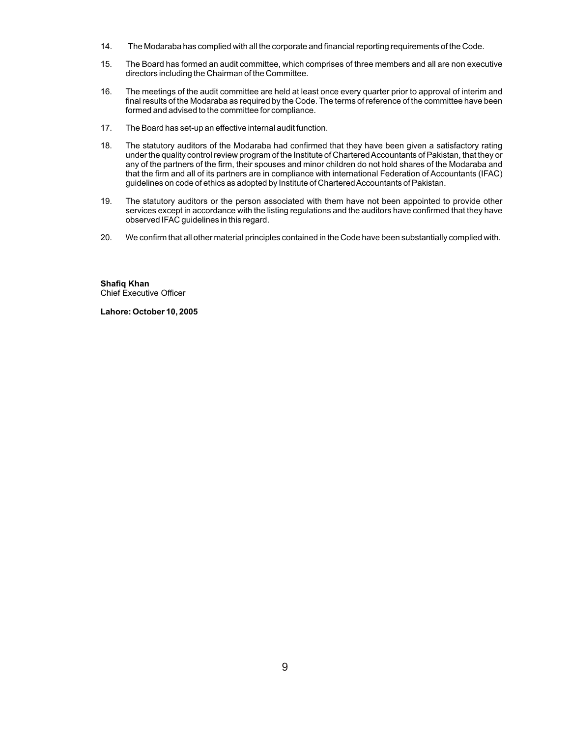14. The Modaraba has complied with all the corporate and financial reporting requirements of the Code.

15. The Board has formed an audit committee, which comprises of three members and all are non executive directors including the Chairman of the Committee.

16. The meetings of the audit committee are held at least once every quarter prior to approval of interim and final results of the Modaraba as required by the Code. The terms of reference of the committee have been formed and advised to the committee for compliance.

17. The Board has set-up an effective internal audit function.

18. The statutory auditors of the Modaraba had confirmed that they have been given a satisfactory rating under the quality control review program of the Institute of Chartered Accountants of Pakistan, that they or any of the partners of the firm, their spouses and minor children do not hold shares of the Modaraba and that the firm and all of its partners are in compliance with international Federation of Accountants (IFAC) guidelines on code of ethics as adopted by Institute of Chartered Accountants of Pakistan.

19. The statutory auditors or the person associated with them have not been appointed to provide other services except in accordance with the listing regulations and the auditors have confirmed that they have observed IFAC guidelines in this regard.

20. We confirm that all other material principles contained in the Code have been substantially complied with.

**Shafiq Khan**
Chief Executive Officer

**Lahore: October 10, 2005**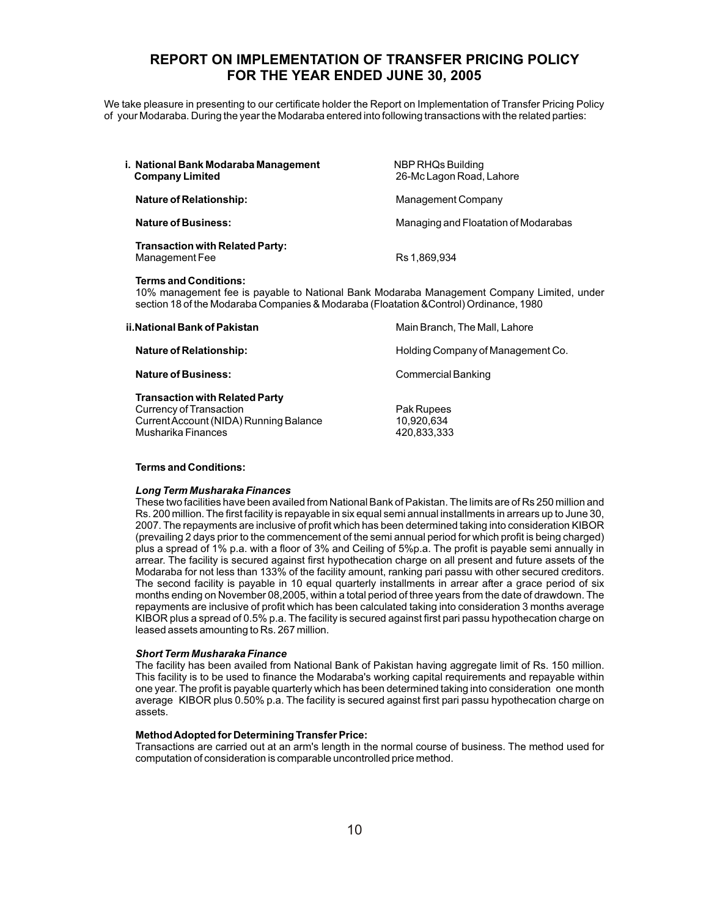# REPORT ON IMPLEMENTATION OF TRANSFER PRICING POLICY FOR THE YEAR ENDED JUNE 30, 2005

We take pleasure in presenting to our certificate holder the Report on Implementation of Transfer Pricing Policy of your Modaraba. During the year the Modaraba entered into following transactions with the related parties:

**i. National Bank Modaraba Management Company Limited** — NBP RHQs Building, 26-Mc Lagon Road, Lahore

**Nature of Relationship:** Management Company

**Nature of Business:** Managing and Floatation of Modarabas

**Transaction with Related Party:**
Management Fee — Rs 1,869,934

**Terms and Conditions:**
10% management fee is payable to National Bank Modaraba Management Company Limited, under section 18 of the Modaraba Companies & Modaraba (Floatation &Control) Ordinance, 1980

**ii. National Bank of Pakistan** — Main Branch, The Mall, Lahore

**Nature of Relationship:** Holding Company of Management Co.

**Nature of Business:** Commercial Banking

**Transaction with Related Party**

| | |
|---|---|
| Currency of Transaction | Pak Rupees |
| Current Account (NIDA) Running Balance | 10,920,634 |
| Musharika Finances | 420,833,333 |

**Terms and Conditions:**

***Long Term Musharaka Finances***

These two facilities have been availed from National Bank of Pakistan. The limits are of Rs 250 million and Rs. 200 million. The first facility is repayable in six equal semi annual installments in arrears up to June 30, 2007. The repayments are inclusive of profit which has been determined taking into consideration KIBOR (prevailing 2 days prior to the commencement of the semi annual period for which profit is being charged) plus a spread of 1% p.a. with a floor of 3% and Ceiling of 5%p.a. The profit is payable semi annually in arrear. The facility is secured against first hypothecation charge on all present and future assets of the Modaraba for not less than 133% of the facility amount, ranking pari passu with other secured creditors. The second facility is payable in 10 equal quarterly installments in arrear after a grace period of six months ending on November 08,2005, within a total period of three years from the date of drawdown. The repayments are inclusive of profit which has been calculated taking into consideration 3 months average KIBOR plus a spread of 0.5% p.a. The facility is secured against first pari passu hypothecation charge on leased assets amounting to Rs. 267 million.

***Short Term Musharaka Finance***

The facility has been availed from National Bank of Pakistan having aggregate limit of Rs. 150 million. This facility is to be used to finance the Modaraba's working capital requirements and repayable within one year. The profit is payable quarterly which has been determined taking into consideration one month average KIBOR plus 0.50% p.a. The facility is secured against first pari passu hypothecation charge on assets.

**Method Adopted for Determining Transfer Price:**
Transactions are carried out at an arm's length in the normal course of business. The method used for computation of consideration is comparable uncontrolled price method.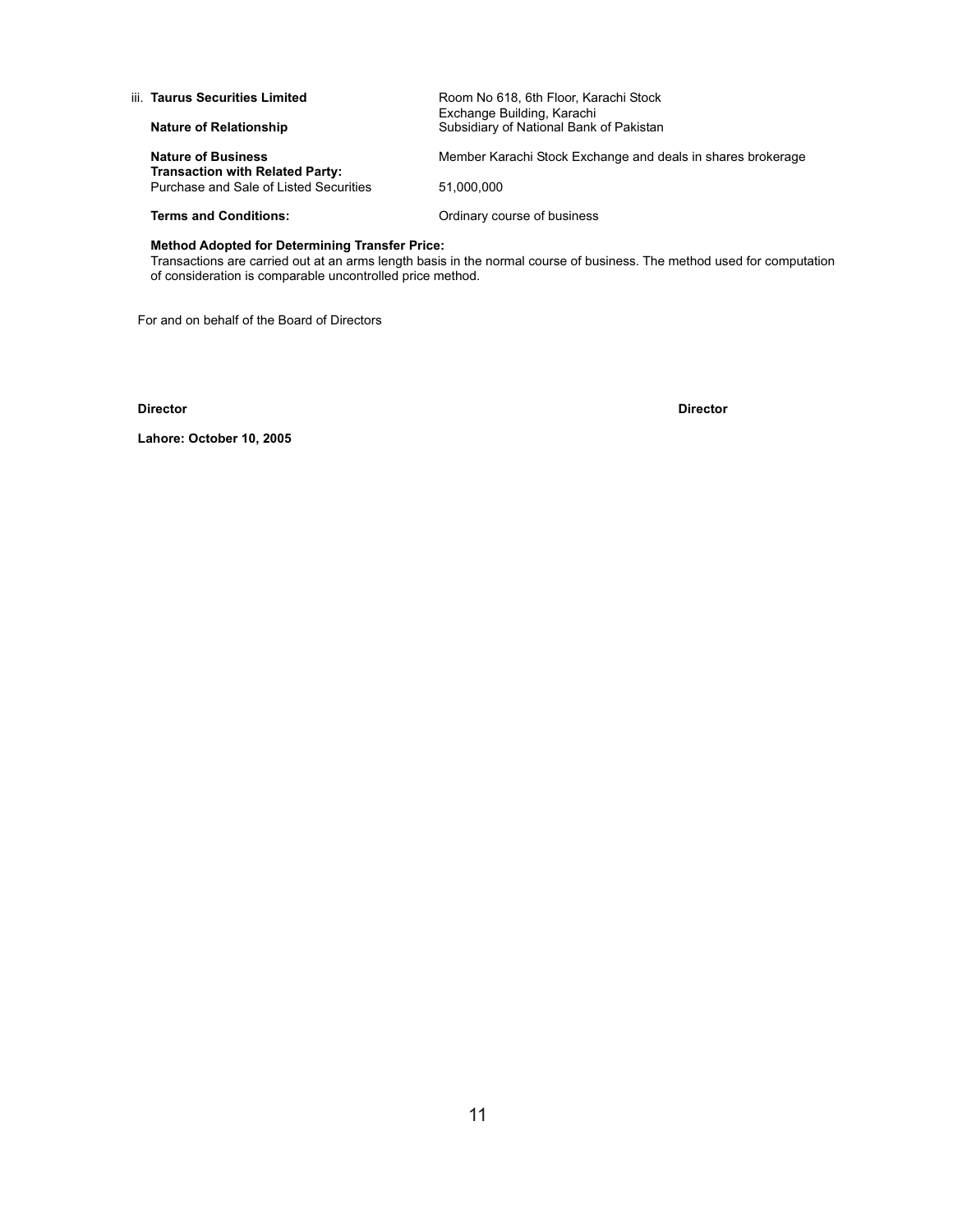iii. **Taurus Securities Limited** Room No 618, 6th Floor, Karachi Stock Exchange Building, Karachi

**Nature of Relationship** Subsidiary of National Bank of Pakistan

**Nature of Business** Member Karachi Stock Exchange and deals in shares brokerage

**Transaction with Related Party:**

Purchase and Sale of Listed Securities 51,000,000

**Terms and Conditions:** Ordinary course of business

**Method Adopted for Determining Transfer Price:**

Transactions are carried out at an arms length basis in the normal course of business. The method used for computation of consideration is comparable uncontrolled price method.

For and on behalf of the Board of Directors

**Director** **Director**

**Lahore: October 10, 2005**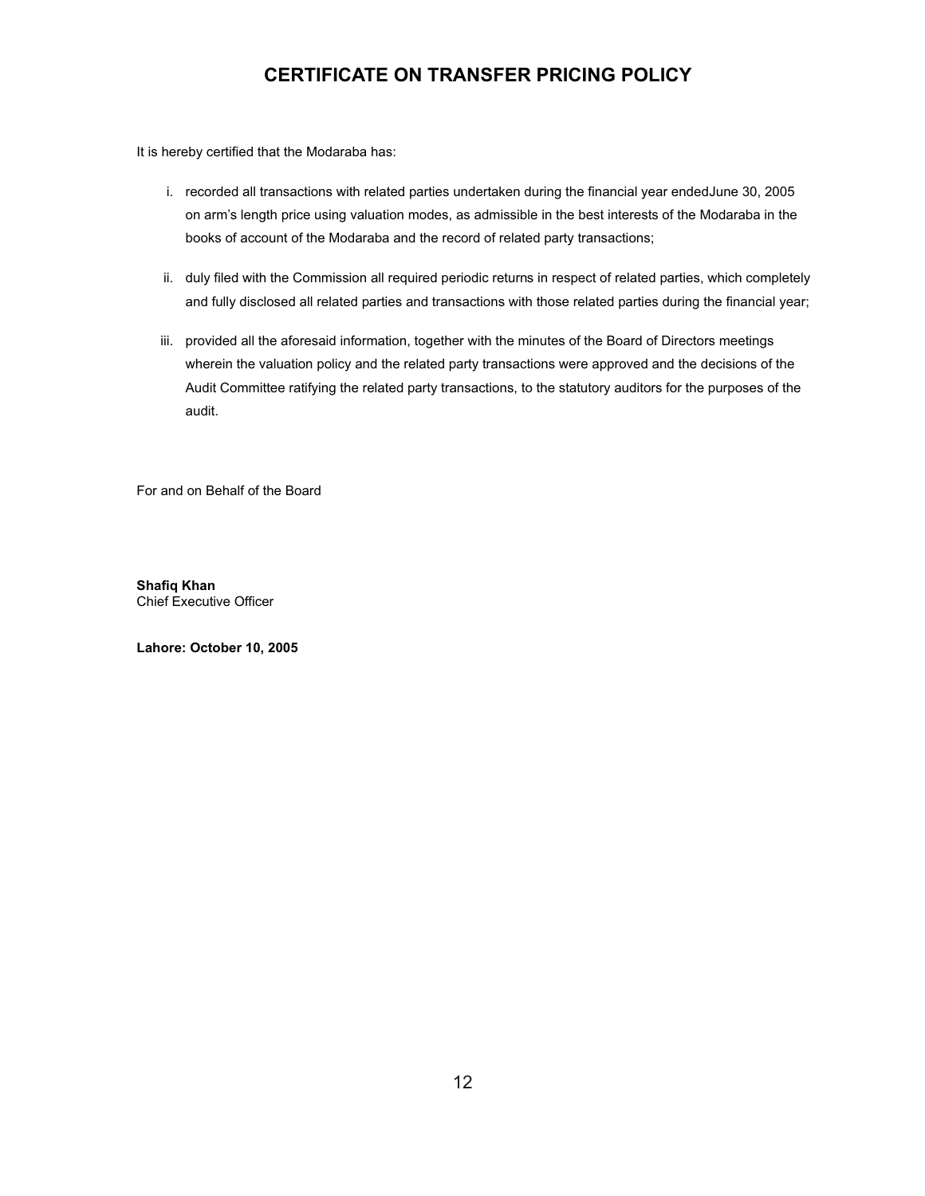# CERTIFICATE ON TRANSFER PRICING POLICY

It is hereby certified that the Modaraba has:

i. recorded all transactions with related parties undertaken during the financial year endedJune 30, 2005 on arm's length price using valuation modes, as admissible in the best interests of the Modaraba in the books of account of the Modaraba and the record of related party transactions;

ii. duly filed with the Commission all required periodic returns in respect of related parties, which completely and fully disclosed all related parties and transactions with those related parties during the financial year;

iii. provided all the aforesaid information, together with the minutes of the Board of Directors meetings wherein the valuation policy and the related party transactions were approved and the decisions of the Audit Committee ratifying the related party transactions, to the statutory auditors for the purposes of the audit.

For and on Behalf of the Board

**Shafiq Khan**
Chief Executive Officer

**Lahore: October 10, 2005**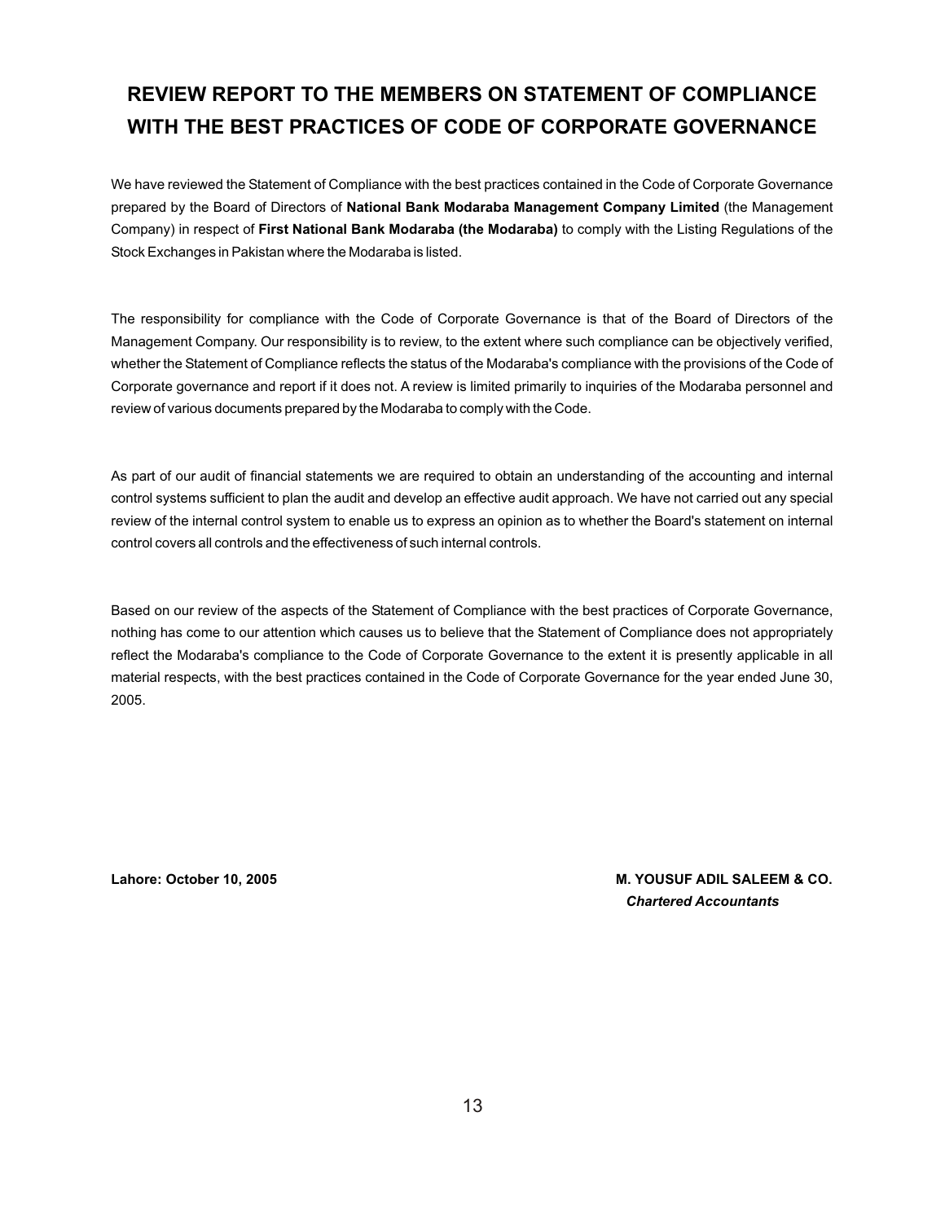# REVIEW REPORT TO THE MEMBERS ON STATEMENT OF COMPLIANCE WITH THE BEST PRACTICES OF CODE OF CORPORATE GOVERNANCE

We have reviewed the Statement of Compliance with the best practices contained in the Code of Corporate Governance prepared by the Board of Directors of **National Bank Modaraba Management Company Limited** (the Management Company) in respect of **First National Bank Modaraba (the Modaraba)** to comply with the Listing Regulations of the Stock Exchanges in Pakistan where the Modaraba is listed.

The responsibility for compliance with the Code of Corporate Governance is that of the Board of Directors of the Management Company. Our responsibility is to review, to the extent where such compliance can be objectively verified, whether the Statement of Compliance reflects the status of the Modaraba's compliance with the provisions of the Code of Corporate governance and report if it does not. A review is limited primarily to inquiries of the Modaraba personnel and review of various documents prepared by the Modaraba to comply with the Code.

As part of our audit of financial statements we are required to obtain an understanding of the accounting and internal control systems sufficient to plan the audit and develop an effective audit approach. We have not carried out any special review of the internal control system to enable us to express an opinion as to whether the Board's statement on internal control covers all controls and the effectiveness of such internal controls.

Based on our review of the aspects of the Statement of Compliance with the best practices of Corporate Governance, nothing has come to our attention which causes us to believe that the Statement of Compliance does not appropriately reflect the Modaraba's compliance to the Code of Corporate Governance to the extent it is presently applicable in all material respects, with the best practices contained in the Code of Corporate Governance for the year ended June 30, 2005.

**Lahore: October 10, 2005**

**M. YOUSUF ADIL SALEEM & CO.**
***Chartered Accountants***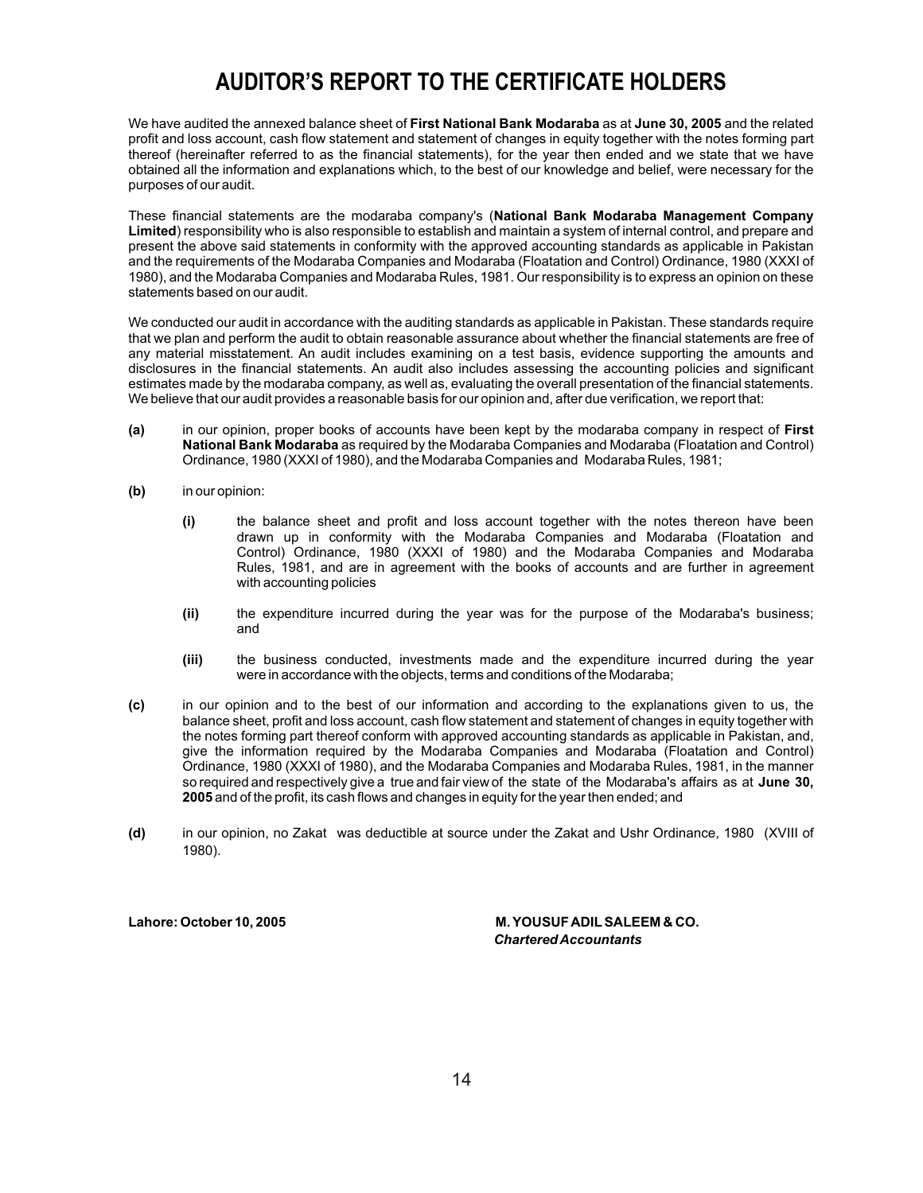# AUDITOR'S REPORT TO THE CERTIFICATE HOLDERS

We have audited the annexed balance sheet of **First National Bank Modaraba** as at **June 30, 2005** and the related profit and loss account, cash flow statement and statement of changes in equity together with the notes forming part thereof (hereinafter referred to as the financial statements), for the year then ended and we state that we have obtained all the information and explanations which, to the best of our knowledge and belief, were necessary for the purposes of our audit.

These financial statements are the modaraba company's (**National Bank Modaraba Management Company Limited**) responsibility who is also responsible to establish and maintain a system of internal control, and prepare and present the above said statements in conformity with the approved accounting standards as applicable in Pakistan and the requirements of the Modaraba Companies and Modaraba (Floatation and Control) Ordinance, 1980 (XXXI of 1980), and the Modaraba Companies and Modaraba Rules, 1981. Our responsibility is to express an opinion on these statements based on our audit.

We conducted our audit in accordance with the auditing standards as applicable in Pakistan. These standards require that we plan and perform the audit to obtain reasonable assurance about whether the financial statements are free of any material misstatement. An audit includes examining on a test basis, evidence supporting the amounts and disclosures in the financial statements. An audit also includes assessing the accounting policies and significant estimates made by the modaraba company, as well as, evaluating the overall presentation of the financial statements. We believe that our audit provides a reasonable basis for our opinion and, after due verification, we report that:

**(a)** in our opinion, proper books of accounts have been kept by the modaraba company in respect of **First National Bank Modaraba** as required by the Modaraba Companies and Modaraba (Floatation and Control) Ordinance, 1980 (XXXI of 1980), and the Modaraba Companies and Modaraba Rules, 1981;

**(b)** in our opinion:

- **(i)** the balance sheet and profit and loss account together with the notes thereon have been drawn up in conformity with the Modaraba Companies and Modaraba (Floatation and Control) Ordinance, 1980 (XXXI of 1980) and the Modaraba Companies and Modaraba Rules, 1981, and are in agreement with the books of accounts and are further in agreement with accounting policies

- **(ii)** the expenditure incurred during the year was for the purpose of the Modaraba's business; and

- **(iii)** the business conducted, investments made and the expenditure incurred during the year were in accordance with the objects, terms and conditions of the Modaraba;

**(c)** in our opinion and to the best of our information and according to the explanations given to us, the balance sheet, profit and loss account, cash flow statement and statement of changes in equity together with the notes forming part thereof conform with approved accounting standards as applicable in Pakistan, and, give the information required by the Modaraba Companies and Modaraba (Floatation and Control) Ordinance, 1980 (XXXI of 1980), and the Modaraba Companies and Modaraba Rules, 1981, in the manner so required and respectively give a true and fair view of the state of the Modaraba's affairs as at **June 30, 2005** and of the profit, its cash flows and changes in equity for the year then ended; and

**(d)** in our opinion, no Zakat was deductible at source under the Zakat and Ushr Ordinance, 1980 (XVIII of 1980).

**Lahore: October 10, 2005**

**M. YOUSUF ADIL SALEEM & CO.**
***Chartered Accountants***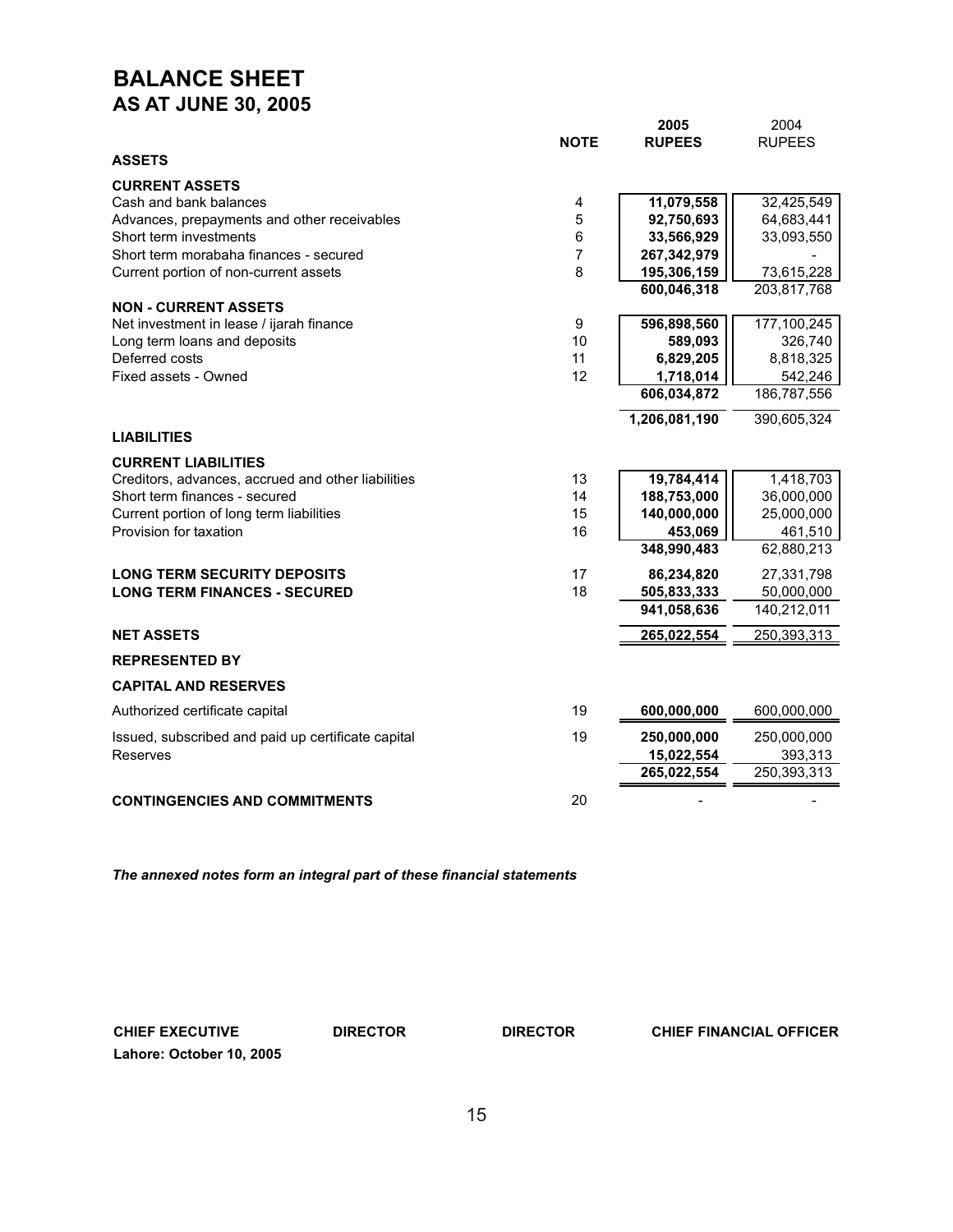# BALANCE SHEET
## AS AT JUNE 30, 2005

| | NOTE | 2005 RUPEES | 2004 RUPEES |
|---|---|---|---|
| **ASSETS** | | | |
| **CURRENT ASSETS** | | | |
| Cash and bank balances | 4 | **11,079,558** | 32,425,549 |
| Advances, prepayments and other receivables | 5 | **92,750,693** | 64,683,441 |
| Short term investments | 6 | **33,566,929** | 33,093,550 |
| Short term morabaha finances - secured | 7 | **267,342,979** | - |
| Current portion of non-current assets | 8 | **195,306,159** | 73,615,228 |
| | | **600,046,318** | 203,817,768 |
| **NON - CURRENT ASSETS** | | | |
| Net investment in lease / ijarah finance | 9 | **596,898,560** | 177,100,245 |
| Long term loans and deposits | 10 | **589,093** | 326,740 |
| Deferred costs | 11 | **6,829,205** | 8,818,325 |
| Fixed assets - Owned | 12 | **1,718,014** | 542,246 |
| | | **606,034,872** | 186,787,556 |
| | | **1,206,081,190** | 390,605,324 |
| **LIABILITIES** | | | |
| **CURRENT LIABILITIES** | | | |
| Creditors, advances, accrued and other liabilities | 13 | **19,784,414** | 1,418,703 |
| Short term finances - secured | 14 | **188,753,000** | 36,000,000 |
| Current portion of long term liabilities | 15 | **140,000,000** | 25,000,000 |
| Provision for taxation | 16 | **453,069** | 461,510 |
| | | **348,990,483** | 62,880,213 |
| **LONG TERM SECURITY DEPOSITS** | 17 | **86,234,820** | 27,331,798 |
| **LONG TERM FINANCES - SECURED** | 18 | **505,833,333** | 50,000,000 |
| | | **941,058,636** | 140,212,011 |
| **NET ASSETS** | | **265,022,554** | 250,393,313 |
| **REPRESENTED BY** | | | |
| **CAPITAL AND RESERVES** | | | |
| Authorized certificate capital | 19 | **600,000,000** | 600,000,000 |
| Issued, subscribed and paid up certificate capital | 19 | **250,000,000** | 250,000,000 |
| Reserves | | **15,022,554** | 393,313 |
| | | **265,022,554** | 250,393,313 |
| **CONTINGENCIES AND COMMITMENTS** | 20 | - | - |

***The annexed notes form an integral part of these financial statements***

**CHIEF EXECUTIVE** **DIRECTOR** **DIRECTOR** **CHIEF FINANCIAL OFFICER**

**Lahore: October 10, 2005**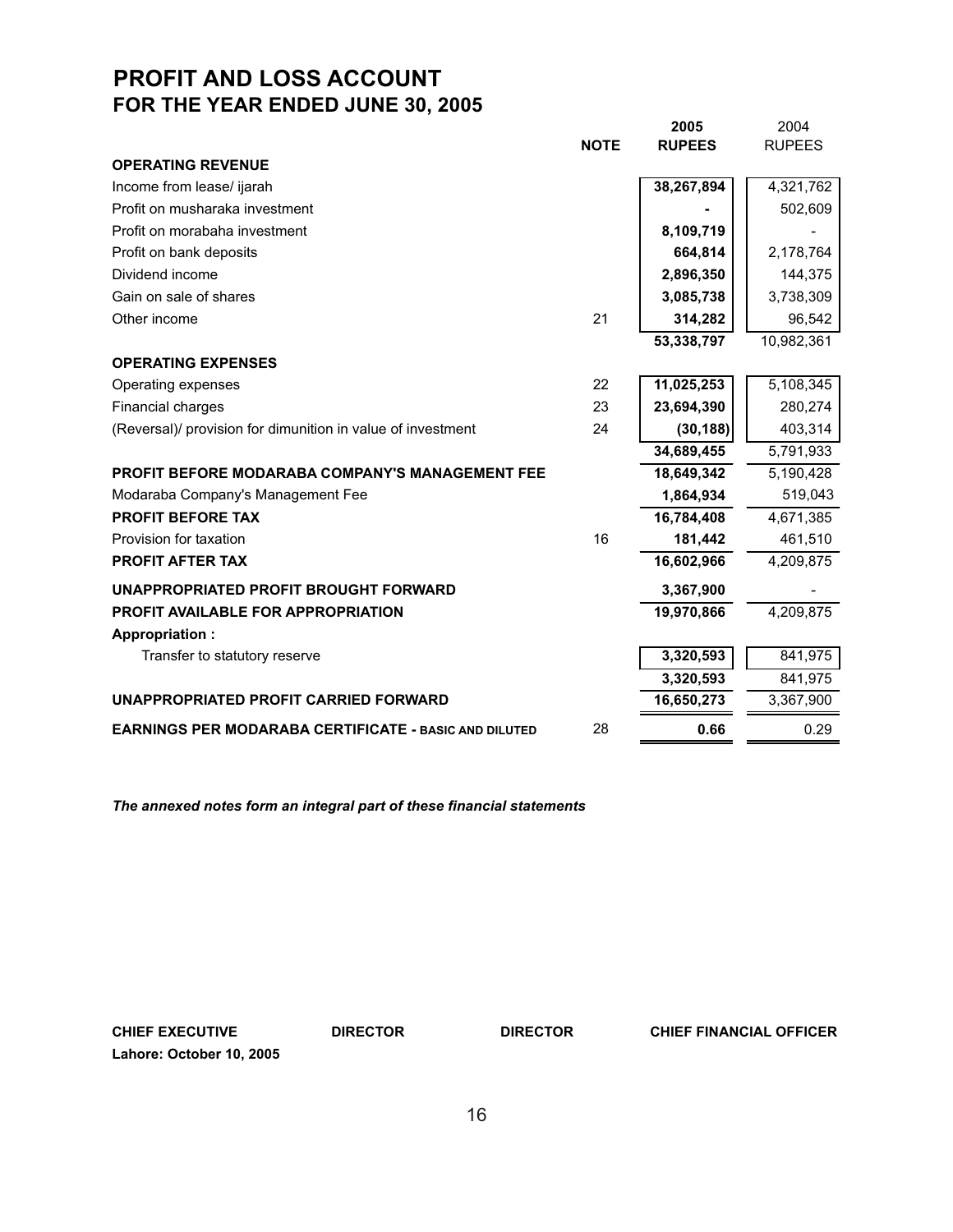# PROFIT AND LOSS ACCOUNT
## FOR THE YEAR ENDED JUNE 30, 2005

| | NOTE | 2005 RUPEES | 2004 RUPEES |
|---|---|---|---|
| **OPERATING REVENUE** | | | |
| Income from lease/ ijarah | | **38,267,894** | 4,321,762 |
| Profit on musharaka investment | | **-** | 502,609 |
| Profit on morabaha investment | | **8,109,719** | - |
| Profit on bank deposits | | **664,814** | 2,178,764 |
| Dividend income | | **2,896,350** | 144,375 |
| Gain on sale of shares | | **3,085,738** | 3,738,309 |
| Other income | 21 | **314,282** | 96,542 |
| | | **53,338,797** | 10,982,361 |
| **OPERATING EXPENSES** | | | |
| Operating expenses | 22 | **11,025,253** | 5,108,345 |
| Financial charges | 23 | **23,694,390** | 280,274 |
| (Reversal)/ provision for dimunition in value of investment | 24 | **(30,188)** | 403,314 |
| | | **34,689,455** | 5,791,933 |
| **PROFIT BEFORE MODARABA COMPANY'S MANAGEMENT FEE** | | **18,649,342** | 5,190,428 |
| Modaraba Company's Management Fee | | **1,864,934** | 519,043 |
| **PROFIT BEFORE TAX** | | **16,784,408** | 4,671,385 |
| Provision for taxation | 16 | **181,442** | 461,510 |
| **PROFIT AFTER TAX** | | **16,602,966** | 4,209,875 |
| **UNAPPROPRIATED PROFIT BROUGHT FORWARD** | | **3,367,900** | - |
| **PROFIT AVAILABLE FOR APPROPRIATION** | | **19,970,866** | 4,209,875 |
| **Appropriation :** | | | |
| Transfer to statutory reserve | | **3,320,593** | 841,975 |
| | | **3,320,593** | 841,975 |
| **UNAPPROPRIATED PROFIT CARRIED FORWARD** | | **16,650,273** | 3,367,900 |
| **EARNINGS PER MODARABA CERTIFICATE - BASIC AND DILUTED** | 28 | **0.66** | 0.29 |

***The annexed notes form an integral part of these financial statements***

**CHIEF EXECUTIVE** | **DIRECTOR** | **DIRECTOR** | **CHIEF FINANCIAL OFFICER**

**Lahore: October 10, 2005**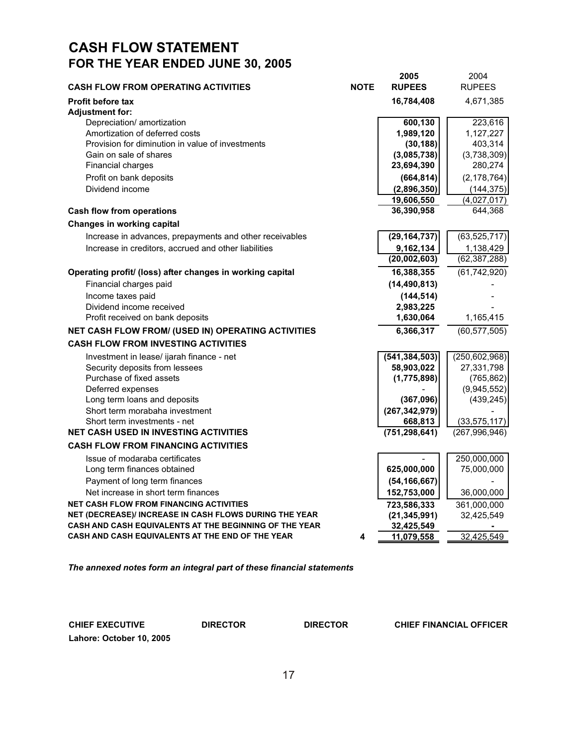# CASH FLOW STATEMENT
## FOR THE YEAR ENDED JUNE 30, 2005

| CASH FLOW FROM OPERATING ACTIVITIES | NOTE | 2005 RUPEES | 2004 RUPEES |
|---|---|---|---|
| **Profit before tax** | | **16,784,408** | 4,671,385 |
| **Adjustment for:** | | | |
| Depreciation/ amortization | | **600,130** | 223,616 |
| Amortization of deferred costs | | **1,989,120** | 1,127,227 |
| Provision for diminution in value of investments | | **(30,188)** | 403,314 |
| Gain on sale of shares | | **(3,085,738)** | (3,738,309) |
| Financial charges | | **23,694,390** | 280,274 |
| Profit on bank deposits | | **(664,814)** | (2,178,764) |
| Dividend income | | **(2,896,350)** | (144,375) |
| | | **19,606,550** | (4,027,017) |
| **Cash flow from operations** | | **36,390,958** | 644,368 |
| **Changes in working capital** | | | |
| Increase in advances, prepayments and other receivables | | **(29,164,737)** | (63,525,717) |
| Increase in creditors, accrued and other liabilities | | **9,162,134** | 1,138,429 |
| | | **(20,002,603)** | (62,387,288) |
| **Operating profit/ (loss) after changes in working capital** | | **16,388,355** | (61,742,920) |
| Financial charges paid | | **(14,490,813)** | - |
| Income taxes paid | | **(144,514)** | - |
| Dividend income received | | **2,983,225** | - |
| Profit received on bank deposits | | **1,630,064** | 1,165,415 |
| **NET CASH FLOW FROM/ (USED IN) OPERATING ACTIVITIES** | | **6,366,317** | (60,577,505) |
| **CASH FLOW FROM INVESTING ACTIVITIES** | | | |
| Investment in lease/ ijarah finance - net | | **(541,384,503)** | (250,602,968) |
| Security deposits from lessees | | **58,903,022** | 27,331,798 |
| Purchase of fixed assets | | **(1,775,898)** | (765,862) |
| Deferred expenses | | - | (9,945,552) |
| Long term loans and deposits | | **(367,096)** | (439,245) |
| Short term morabaha investment | | **(267,342,979)** | - |
| Short term investments - net | | **668,813** | (33,575,117) |
| **NET CASH USED IN INVESTING ACTIVITIES** | | **(751,298,641)** | (267,996,946) |
| **CASH FLOW FROM FINANCING ACTIVITIES** | | | |
| Issue of modaraba certificates | | - | 250,000,000 |
| Long term finances obtained | | **625,000,000** | 75,000,000 |
| Payment of long term finances | | **(54,166,667)** | - |
| Net increase in short term finances | | **152,753,000** | 36,000,000 |
| **NET CASH FLOW FROM FINANCING ACTIVITIES** | | **723,586,333** | 361,000,000 |
| **NET (DECREASE)/ INCREASE IN CASH FLOWS DURING THE YEAR** | | **(21,345,991)** | 32,425,549 |
| **CASH AND CASH EQUIVALENTS AT THE BEGINNING OF THE YEAR** | | **32,425,549** | - |
| **CASH AND CASH EQUIVALENTS AT THE END OF THE YEAR** | 4 | **11,079,558** | 32,425,549 |

***The annexed notes form an integral part of these financial statements***

**CHIEF EXECUTIVE** **DIRECTOR** **DIRECTOR** **CHIEF FINANCIAL OFFICER**

**Lahore: October 10, 2005**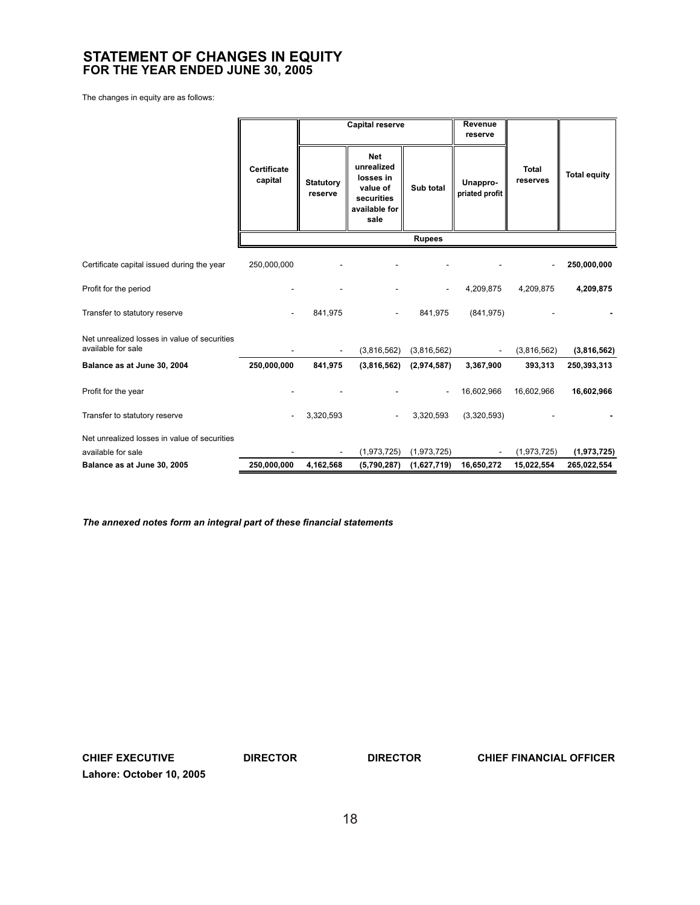# STATEMENT OF CHANGES IN EQUITY
## FOR THE YEAR ENDED JUNE 30, 2005

The changes in equity are as follows:

| | Certificate capital | Capital reserve | | | Revenue reserve | Total reserves | Total equity |
|---|---|---|---|---|---|---|---|
| | | Statutory reserve | Net unrealized losses in value of securities available for sale | Sub total | Unappro-priated profit | | |
| | | | | Rupees | | | |
| Certificate capital issued during the year | 250,000,000 | - | - | - | - | - | **250,000,000** |
| Profit for the period | - | - | - | - | 4,209,875 | 4,209,875 | **4,209,875** |
| Transfer to statutory reserve | - | 841,975 | - | 841,975 | (841,975) | - | **-** |
| Net unrealized losses in value of securities available for sale | - | - | (3,816,562) | (3,816,562) | - | (3,816,562) | **(3,816,562)** |
| **Balance as at June 30, 2004** | **250,000,000** | **841,975** | **(3,816,562)** | **(2,974,587)** | **3,367,900** | **393,313** | **250,393,313** |
| Profit for the year | - | - | - | - | 16,602,966 | 16,602,966 | **16,602,966** |
| Transfer to statutory reserve | - | 3,320,593 | - | 3,320,593 | (3,320,593) | - | **-** |
| Net unrealized losses in value of securities available for sale | - | - | (1,973,725) | (1,973,725) | - | (1,973,725) | **(1,973,725)** |
| **Balance as at June 30, 2005** | **250,000,000** | **4,162,568** | **(5,790,287)** | **(1,627,719)** | **16,650,272** | **15,022,554** | **265,022,554** |

***The annexed notes form an integral part of these financial statements***

**CHIEF EXECUTIVE** **DIRECTOR** **DIRECTOR** **CHIEF FINANCIAL OFFICER**

**Lahore: October 10, 2005**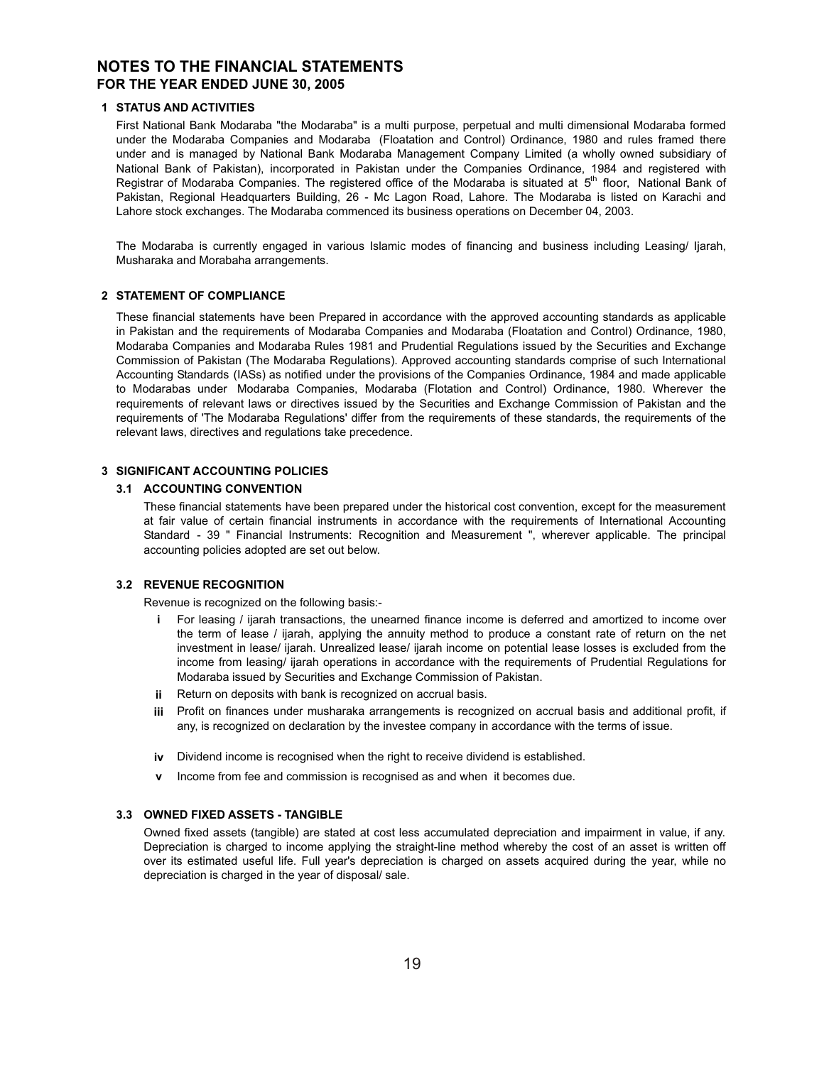# NOTES TO THE FINANCIAL STATEMENTS
## FOR THE YEAR ENDED JUNE 30, 2005

### 1 STATUS AND ACTIVITIES

First National Bank Modaraba "the Modaraba" is a multi purpose, perpetual and multi dimensional Modaraba formed under the Modaraba Companies and Modaraba (Floatation and Control) Ordinance, 1980 and rules framed there under and is managed by National Bank Modaraba Management Company Limited (a wholly owned subsidiary of National Bank of Pakistan), incorporated in Pakistan under the Companies Ordinance, 1984 and registered with Registrar of Modaraba Companies. The registered office of the Modaraba is situated at 5th floor, National Bank of Pakistan, Regional Headquarters Building, 26 - Mc Lagon Road, Lahore. The Modaraba is listed on Karachi and Lahore stock exchanges. The Modaraba commenced its business operations on December 04, 2003.

The Modaraba is currently engaged in various Islamic modes of financing and business including Leasing/ Ijarah, Musharaka and Morabaha arrangements.

### 2 STATEMENT OF COMPLIANCE

These financial statements have been Prepared in accordance with the approved accounting standards as applicable in Pakistan and the requirements of Modaraba Companies and Modaraba (Floatation and Control) Ordinance, 1980, Modaraba Companies and Modaraba Rules 1981 and Prudential Regulations issued by the Securities and Exchange Commission of Pakistan (The Modaraba Regulations). Approved accounting standards comprise of such International Accounting Standards (IASs) as notified under the provisions of the Companies Ordinance, 1984 and made applicable to Modarabas under Modaraba Companies, Modaraba (Flotation and Control) Ordinance, 1980. Wherever the requirements of relevant laws or directives issued by the Securities and Exchange Commission of Pakistan and the requirements of 'The Modaraba Regulations' differ from the requirements of these standards, the requirements of the relevant laws, directives and regulations take precedence.

### 3 SIGNIFICANT ACCOUNTING POLICIES

#### 3.1 ACCOUNTING CONVENTION

These financial statements have been prepared under the historical cost convention, except for the measurement at fair value of certain financial instruments in accordance with the requirements of International Accounting Standard - 39 " Financial Instruments: Recognition and Measurement ", wherever applicable. The principal accounting policies adopted are set out below.

#### 3.2 REVENUE RECOGNITION

Revenue is recognized on the following basis:-

- **i** For leasing / ijarah transactions, the unearned finance income is deferred and amortized to income over the term of lease / ijarah, applying the annuity method to produce a constant rate of return on the net investment in lease/ ijarah. Unrealized lease/ ijarah income on potential lease losses is excluded from the income from leasing/ ijarah operations in accordance with the requirements of Prudential Regulations for Modaraba issued by Securities and Exchange Commission of Pakistan.
- **ii** Return on deposits with bank is recognized on accrual basis.
- **iii** Profit on finances under musharaka arrangements is recognized on accrual basis and additional profit, if any, is recognized on declaration by the investee company in accordance with the terms of issue.
- **iv** Dividend income is recognised when the right to receive dividend is established.
- **v** Income from fee and commission is recognised as and when it becomes due.

#### 3.3 OWNED FIXED ASSETS - TANGIBLE

Owned fixed assets (tangible) are stated at cost less accumulated depreciation and impairment in value, if any. Depreciation is charged to income applying the straight-line method whereby the cost of an asset is written off over its estimated useful life. Full year's depreciation is charged on assets acquired during the year, while no depreciation is charged in the year of disposal/ sale.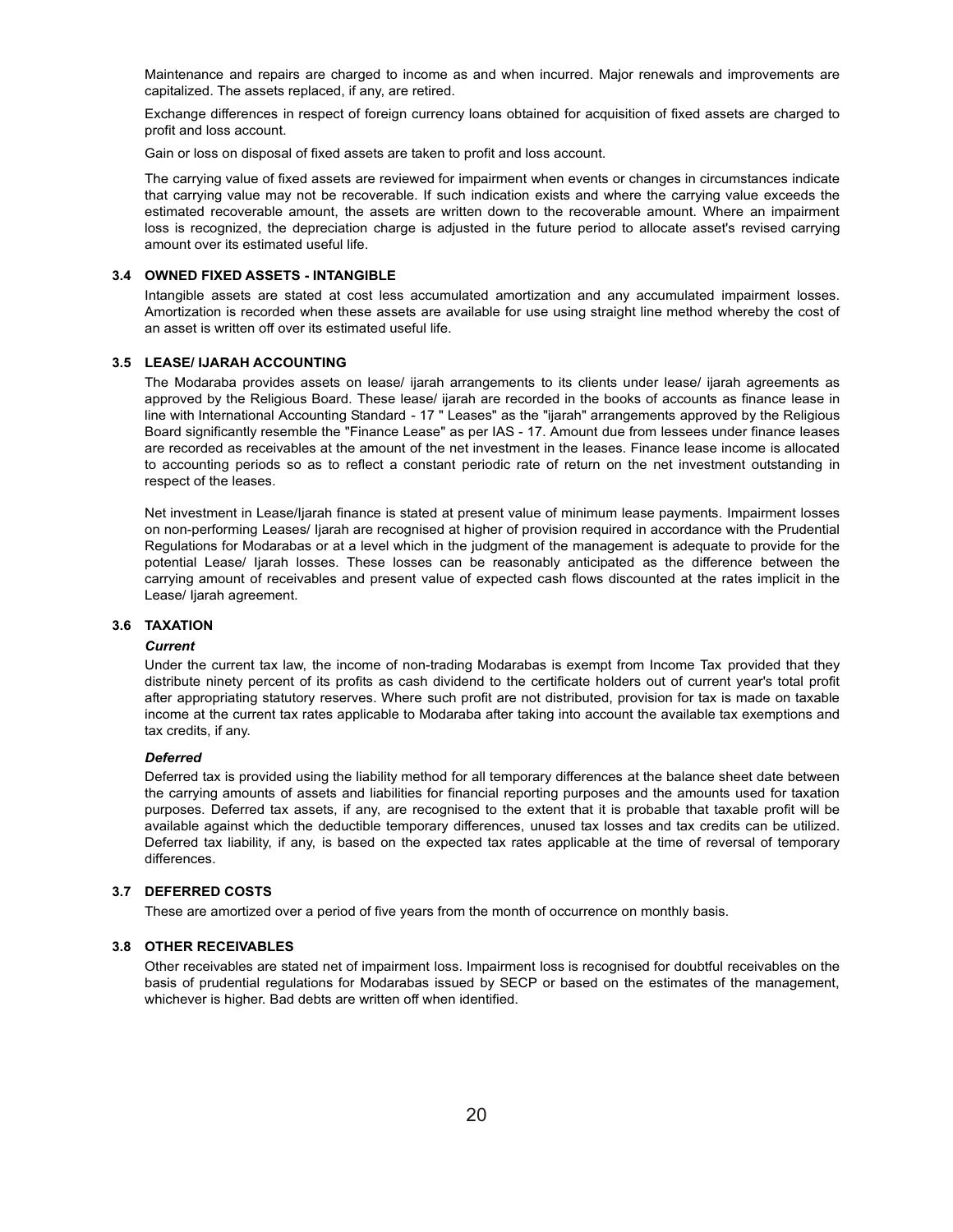Maintenance and repairs are charged to income as and when incurred. Major renewals and improvements are capitalized. The assets replaced, if any, are retired.

Exchange differences in respect of foreign currency loans obtained for acquisition of fixed assets are charged to profit and loss account.

Gain or loss on disposal of fixed assets are taken to profit and loss account.

The carrying value of fixed assets are reviewed for impairment when events or changes in circumstances indicate that carrying value may not be recoverable. If such indication exists and where the carrying value exceeds the estimated recoverable amount, the assets are written down to the recoverable amount. Where an impairment loss is recognized, the depreciation charge is adjusted in the future period to allocate asset's revised carrying amount over its estimated useful life.

### 3.4 OWNED FIXED ASSETS - INTANGIBLE

Intangible assets are stated at cost less accumulated amortization and any accumulated impairment losses. Amortization is recorded when these assets are available for use using straight line method whereby the cost of an asset is written off over its estimated useful life.

### 3.5 LEASE/ IJARAH ACCOUNTING

The Modaraba provides assets on lease/ ijarah arrangements to its clients under lease/ ijarah agreements as approved by the Religious Board. These lease/ ijarah are recorded in the books of accounts as finance lease in line with International Accounting Standard - 17 " Leases" as the "ijarah" arrangements approved by the Religious Board significantly resemble the "Finance Lease" as per IAS - 17. Amount due from lessees under finance leases are recorded as receivables at the amount of the net investment in the leases. Finance lease income is allocated to accounting periods so as to reflect a constant periodic rate of return on the net investment outstanding in respect of the leases.

Net investment in Lease/Ijarah finance is stated at present value of minimum lease payments. Impairment losses on non-performing Leases/ Ijarah are recognised at higher of provision required in accordance with the Prudential Regulations for Modarabas or at a level which in the judgment of the management is adequate to provide for the potential Lease/ Ijarah losses. These losses can be reasonably anticipated as the difference between the carrying amount of receivables and present value of expected cash flows discounted at the rates implicit in the Lease/ Ijarah agreement.

### 3.6 TAXATION

***Current***

Under the current tax law, the income of non-trading Modarabas is exempt from Income Tax provided that they distribute ninety percent of its profits as cash dividend to the certificate holders out of current year's total profit after appropriating statutory reserves. Where such profit are not distributed, provision for tax is made on taxable income at the current tax rates applicable to Modaraba after taking into account the available tax exemptions and tax credits, if any.

***Deferred***

Deferred tax is provided using the liability method for all temporary differences at the balance sheet date between the carrying amounts of assets and liabilities for financial reporting purposes and the amounts used for taxation purposes. Deferred tax assets, if any, are recognised to the extent that it is probable that taxable profit will be available against which the deductible temporary differences, unused tax losses and tax credits can be utilized. Deferred tax liability, if any, is based on the expected tax rates applicable at the time of reversal of temporary differences.

### 3.7 DEFERRED COSTS

These are amortized over a period of five years from the month of occurrence on monthly basis.

### 3.8 OTHER RECEIVABLES

Other receivables are stated net of impairment loss. Impairment loss is recognised for doubtful receivables on the basis of prudential regulations for Modarabas issued by SECP or based on the estimates of the management, whichever is higher. Bad debts are written off when identified.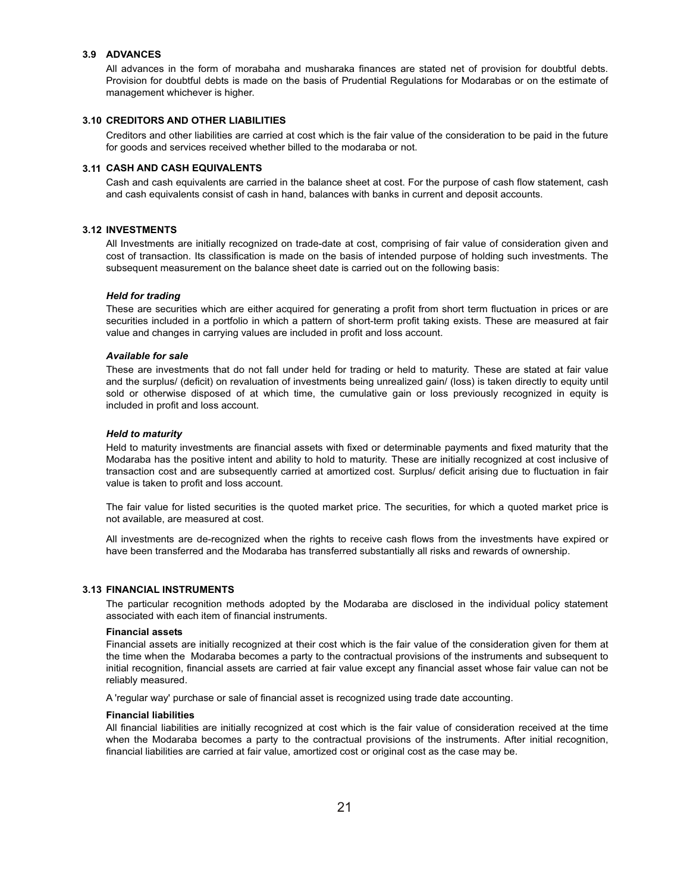### 3.9 ADVANCES

All advances in the form of morabaha and musharaka finances are stated net of provision for doubtful debts. Provision for doubtful debts is made on the basis of Prudential Regulations for Modarabas or on the estimate of management whichever is higher.

### 3.10 CREDITORS AND OTHER LIABILITIES

Creditors and other liabilities are carried at cost which is the fair value of the consideration to be paid in the future for goods and services received whether billed to the modaraba or not.

### 3.11 CASH AND CASH EQUIVALENTS

Cash and cash equivalents are carried in the balance sheet at cost. For the purpose of cash flow statement, cash and cash equivalents consist of cash in hand, balances with banks in current and deposit accounts.

### 3.12 INVESTMENTS

All Investments are initially recognized on trade-date at cost, comprising of fair value of consideration given and cost of transaction. Its classification is made on the basis of intended purpose of holding such investments. The subsequent measurement on the balance sheet date is carried out on the following basis:

***Held for trading***

These are securities which are either acquired for generating a profit from short term fluctuation in prices or are securities included in a portfolio in which a pattern of short-term profit taking exists. These are measured at fair value and changes in carrying values are included in profit and loss account.

***Available for sale***

These are investments that do not fall under held for trading or held to maturity. These are stated at fair value and the surplus/ (deficit) on revaluation of investments being unrealized gain/ (loss) is taken directly to equity until sold or otherwise disposed of at which time, the cumulative gain or loss previously recognized in equity is included in profit and loss account.

***Held to maturity***

Held to maturity investments are financial assets with fixed or determinable payments and fixed maturity that the Modaraba has the positive intent and ability to hold to maturity. These are initially recognized at cost inclusive of transaction cost and are subsequently carried at amortized cost. Surplus/ deficit arising due to fluctuation in fair value is taken to profit and loss account.

The fair value for listed securities is the quoted market price. The securities, for which a quoted market price is not available, are measured at cost.

All investments are de-recognized when the rights to receive cash flows from the investments have expired or have been transferred and the Modaraba has transferred substantially all risks and rewards of ownership.

### 3.13 FINANCIAL INSTRUMENTS

The particular recognition methods adopted by the Modaraba are disclosed in the individual policy statement associated with each item of financial instruments.

**Financial assets**

Financial assets are initially recognized at their cost which is the fair value of the consideration given for them at the time when the Modaraba becomes a party to the contractual provisions of the instruments and subsequent to initial recognition, financial assets are carried at fair value except any financial asset whose fair value can not be reliably measured.

A 'regular way' purchase or sale of financial asset is recognized using trade date accounting.

**Financial liabilities**

All financial liabilities are initially recognized at cost which is the fair value of consideration received at the time when the Modaraba becomes a party to the contractual provisions of the instruments. After initial recognition, financial liabilities are carried at fair value, amortized cost or original cost as the case may be.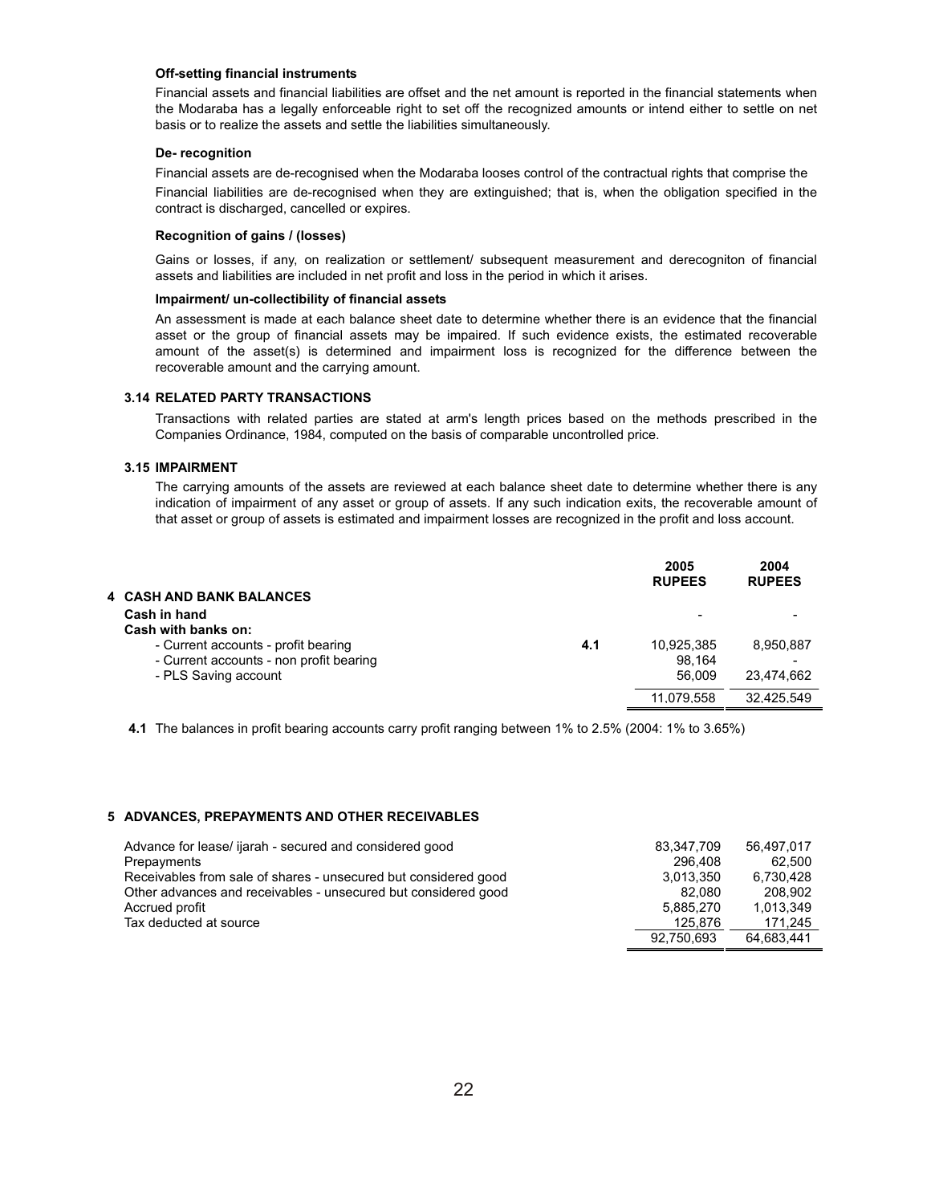**Off-setting financial instruments**

Financial assets and financial liabilities are offset and the net amount is reported in the financial statements when the Modaraba has a legally enforceable right to set off the recognized amounts or intend either to settle on net basis or to realize the assets and settle the liabilities simultaneously.

**De- recognition**

Financial assets are de-recognised when the Modaraba looses control of the contractual rights that comprise the Financial liabilities are de-recognised when they are extinguished; that is, when the obligation specified in the contract is discharged, cancelled or expires.

**Recognition of gains / (losses)**

Gains or losses, if any, on realization or settlement/ subsequent measurement and derecogniton of financial assets and liabilities are included in net profit and loss in the period in which it arises.

**Impairment/ un-collectibility of financial assets**

An assessment is made at each balance sheet date to determine whether there is an evidence that the financial asset or the group of financial assets may be impaired. If such evidence exists, the estimated recoverable amount of the asset(s) is determined and impairment loss is recognized for the difference between the recoverable amount and the carrying amount.

### 3.14 RELATED PARTY TRANSACTIONS

Transactions with related parties are stated at arm's length prices based on the methods prescribed in the Companies Ordinance, 1984, computed on the basis of comparable uncontrolled price.

### 3.15 IMPAIRMENT

The carrying amounts of the assets are reviewed at each balance sheet date to determine whether there is any indication of impairment of any asset or group of assets. If any such indication exits, the recoverable amount of that asset or group of assets is estimated and impairment losses are recognized in the profit and loss account.

## 4 CASH AND BANK BALANCES

| | | 2005 RUPEES | 2004 RUPEES |
|---|---|---|---|
| **Cash in hand** | | - | - |
| **Cash with banks on:** | | | |
| - Current accounts - profit bearing | 4.1 | 10,925,385 | 8,950,887 |
| - Current accounts - non profit bearing | | 98,164 | - |
| - PLS Saving account | | 56,009 | 23,474,662 |
| | | 11,079,558 | 32,425,549 |

**4.1** The balances in profit bearing accounts carry profit ranging between 1% to 2.5% (2004: 1% to 3.65%)

## 5 ADVANCES, PREPAYMENTS AND OTHER RECEIVABLES

| | 2005 | 2004 |
|---|---|---|
| Advance for lease/ ijarah - secured and considered good | 83,347,709 | 56,497,017 |
| Prepayments | 296,408 | 62,500 |
| Receivables from sale of shares - unsecured but considered good | 3,013,350 | 6,730,428 |
| Other advances and receivables - unsecured but considered good | 82,080 | 208,902 |
| Accrued profit | 5,885,270 | 1,013,349 |
| Tax deducted at source | 125,876 | 171,245 |
| | 92,750,693 | 64,683,441 |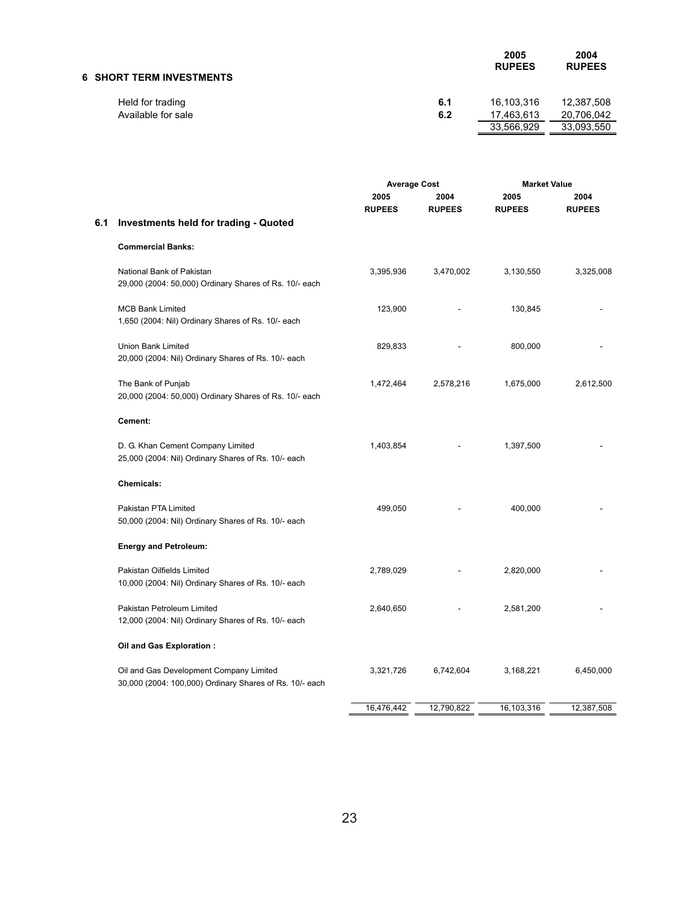## 6 SHORT TERM INVESTMENTS

| | | 2005 RUPEES | 2004 RUPEES |
|---|---|---|---|
| Held for trading | 6.1 | 16,103,316 | 12,387,508 |
| Available for sale | 6.2 | 17,463,613 | 20,706,042 |
| | | 33,566,929 | 33,093,550 |

### 6.1 Investments held for trading - Quoted

| | Average Cost | | Market Value | |
|---|---|---|---|---|
| | 2005 RUPEES | 2004 RUPEES | 2005 RUPEES | 2004 RUPEES |
| **Commercial Banks:** | | | | |
| National Bank of Pakistan<br>29,000 (2004: 50,000) Ordinary Shares of Rs. 10/- each | 3,395,936 | 3,470,002 | 3,130,550 | 3,325,008 |
| MCB Bank Limited<br>1,650 (2004: Nil) Ordinary Shares of Rs. 10/- each | 123,900 | - | 130,845 | - |
| Union Bank Limited<br>20,000 (2004: Nil) Ordinary Shares of Rs. 10/- each | 829,833 | - | 800,000 | - |
| The Bank of Punjab<br>20,000 (2004: 50,000) Ordinary Shares of Rs. 10/- each | 1,472,464 | 2,578,216 | 1,675,000 | 2,612,500 |
| **Cement:** | | | | |
| D. G. Khan Cement Company Limited<br>25,000 (2004: Nil) Ordinary Shares of Rs. 10/- each | 1,403,854 | - | 1,397,500 | - |
| **Chemicals:** | | | | |
| Pakistan PTA Limited<br>50,000 (2004: Nil) Ordinary Shares of Rs. 10/- each | 499,050 | - | 400,000 | - |
| **Energy and Petroleum:** | | | | |
| Pakistan Oilfields Limited<br>10,000 (2004: Nil) Ordinary Shares of Rs. 10/- each | 2,789,029 | - | 2,820,000 | - |
| Pakistan Petroleum Limited<br>12,000 (2004: Nil) Ordinary Shares of Rs. 10/- each | 2,640,650 | - | 2,581,200 | - |
| **Oil and Gas Exploration :** | | | | |
| Oil and Gas Development Company Limited<br>30,000 (2004: 100,000) Ordinary Shares of Rs. 10/- each | 3,321,726 | 6,742,604 | 3,168,221 | 6,450,000 |
| | 16,476,442 | 12,790,822 | 16,103,316 | 12,387,508 |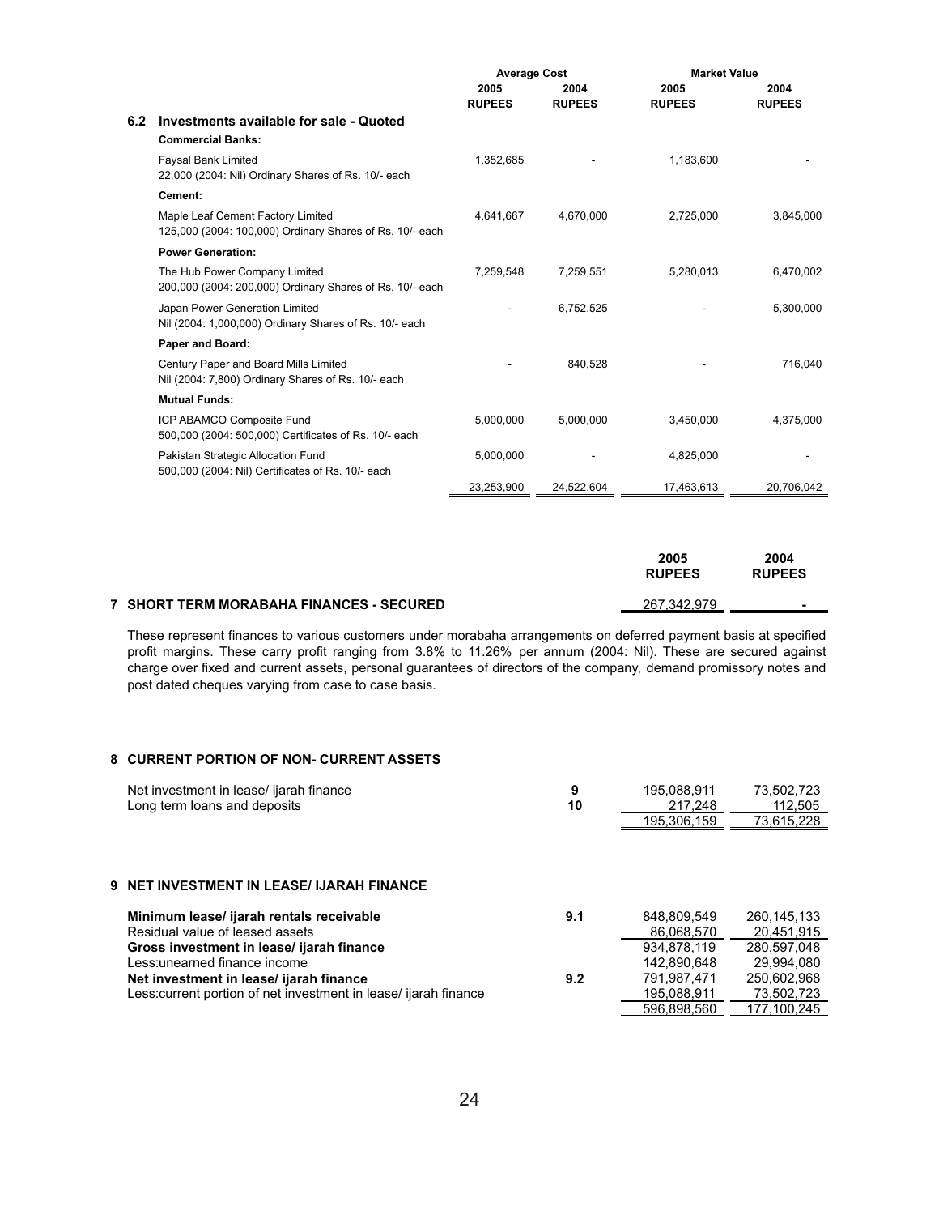| | Average Cost | | Market Value | |
|---|---|---|---|---|
| | 2005 | 2004 | 2005 | 2004 |
| | RUPEES | RUPEES | RUPEES | RUPEES |
| **6.2 Investments available for sale - Quoted** | | | | |
| **Commercial Banks:** | | | | |
| Faysal Bank Limited<br>22,000 (2004: Nil) Ordinary Shares of Rs. 10/- each | 1,352,685 | - | 1,183,600 | - |
| **Cement:** | | | | |
| Maple Leaf Cement Factory Limited<br>125,000 (2004: 100,000) Ordinary Shares of Rs. 10/- each | 4,641,667 | 4,670,000 | 2,725,000 | 3,845,000 |
| **Power Generation:** | | | | |
| The Hub Power Company Limited<br>200,000 (2004: 200,000) Ordinary Shares of Rs. 10/- each | 7,259,548 | 7,259,551 | 5,280,013 | 6,470,002 |
| Japan Power Generation Limited<br>Nil (2004: 1,000,000) Ordinary Shares of Rs. 10/- each | - | 6,752,525 | - | 5,300,000 |
| **Paper and Board:** | | | | |
| Century Paper and Board Mills Limited<br>Nil (2004: 7,800) Ordinary Shares of Rs. 10/- each | - | 840,528 | - | 716,040 |
| **Mutual Funds:** | | | | |
| ICP ABAMCO Composite Fund<br>500,000 (2004: 500,000) Certificates of Rs. 10/- each | 5,000,000 | 5,000,000 | 3,450,000 | 4,375,000 |
| Pakistan Strategic Allocation Fund<br>500,000 (2004: Nil) Certificates of Rs. 10/- each | 5,000,000 | - | 4,825,000 | - |
| | 23,253,900 | 24,522,604 | 17,463,613 | 20,706,042 |

| | 2005 | 2004 |
|---|---|---|
| | RUPEES | RUPEES |
| **7 SHORT TERM MORABAHA FINANCES - SECURED** | 267,342,979 | - |

These represent finances to various customers under morabaha arrangements on deferred payment basis at specified profit margins. These carry profit ranging from 3.8% to 11.26% per annum (2004: Nil). These are secured against charge over fixed and current assets, personal guarantees of directors of the company, demand promissory notes and post dated cheques varying from case to case basis.

## 8 CURRENT PORTION OF NON- CURRENT ASSETS

| | Note | 2005 | 2004 |
|---|---|---|---|
| Net investment in lease/ ijarah finance | 9 | 195,088,911 | 73,502,723 |
| Long term loans and deposits | 10 | 217,248 | 112,505 |
| | | 195,306,159 | 73,615,228 |

## 9 NET INVESTMENT IN LEASE/ IJARAH FINANCE

| | Note | 2005 | 2004 |
|---|---|---|---|
| **Minimum lease/ ijarah rentals receivable** | 9.1 | 848,809,549 | 260,145,133 |
| Residual value of leased assets | | 86,068,570 | 20,451,915 |
| **Gross investment in lease/ ijarah finance** | | 934,878,119 | 280,597,048 |
| Less:unearned finance income | | 142,890,648 | 29,994,080 |
| **Net investment in lease/ ijarah finance** | 9.2 | 791,987,471 | 250,602,968 |
| Less:current portion of net investment in lease/ ijarah finance | | 195,088,911 | 73,502,723 |
| | | 596,898,560 | 177,100,245 |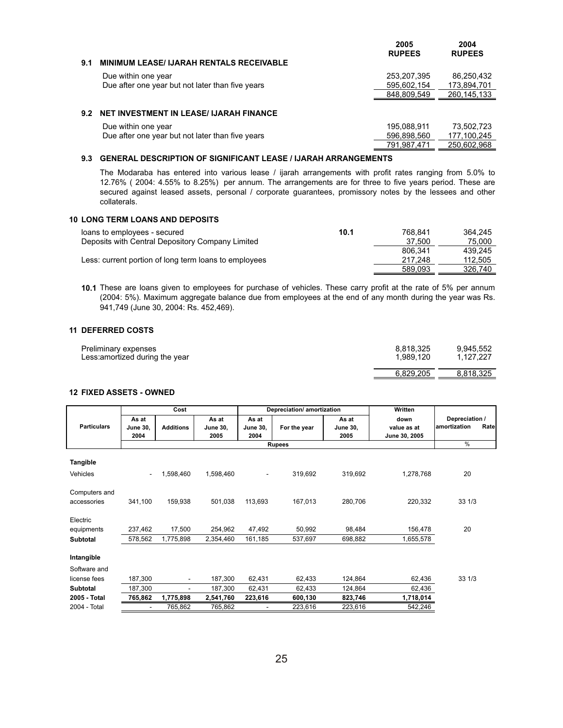| | 2005 RUPEES | 2004 RUPEES |
|---|---|---|

**9.1 MINIMUM LEASE/ IJARAH RENTALS RECEIVABLE**

| | 2005 RUPEES | 2004 RUPEES |
|---|---|---|
| Due within one year | 253,207,395 | 86,250,432 |
| Due after one year but not later than five years | 595,602,154 | 173,894,701 |
| | 848,809,549 | 260,145,133 |

**9.2 NET INVESTMENT IN LEASE/ IJARAH FINANCE**

| | 2005 RUPEES | 2004 RUPEES |
|---|---|---|
| Due within one year | 195,088,911 | 73,502,723 |
| Due after one year but not later than five years | 596,898,560 | 177,100,245 |
| | 791,987,471 | 250,602,968 |

**9.3 GENERAL DESCRIPTION OF SIGNIFICANT LEASE / IJARAH ARRANGEMENTS**

The Modaraba has entered into various lease / ijarah arrangements with profit rates ranging from 5.0% to 12.76% ( 2004: 4.55% to 8.25%) per annum. The arrangements are for three to five years period. These are secured against leased assets, personal / corporate guarantees, promissory notes by the lessees and other collaterals.

**10 LONG TERM LOANS AND DEPOSITS**

| | Note | 2005 RUPEES | 2004 RUPEES |
|---|---|---|---|
| loans to employees - secured | 10.1 | 768,841 | 364,245 |
| Deposits with Central Depository Company Limited | | 37,500 | 75,000 |
| | | 806,341 | 439,245 |
| Less: current portion of long term loans to employees | | 217,248 | 112,505 |
| | | 589,093 | 326,740 |

**10.1** These are loans given to employees for purchase of vehicles. These carry profit at the rate of 5% per annum (2004: 5%). Maximum aggregate balance due from employees at the end of any month during the year was Rs. 941,749 (June 30, 2004: Rs. 452,469).

**11 DEFERRED COSTS**

| | 2005 RUPEES | 2004 RUPEES |
|---|---|---|
| Preliminary expenses | 8,818,325 | 9,945,552 |
| Less:amortized during the year | 1,989,120 | 1,127,227 |
| | 6,829,205 | 8,818,325 |

**12 FIXED ASSETS - OWNED**

| Particulars | Cost | | | Depreciation/ amortization | | | Written down value as at June 30, 2005 | Depreciation / amortization Rate |
|---|---|---|---|---|---|---|---|---|
| | As at June 30, 2004 | Additions | As at June 30, 2005 | As at June 30, 2004 | For the year | As at June 30, 2005 | | |
| | Rupees | | | | | | | % |
| **Tangible** | | | | | | | | |
| Vehicles | - | 1,598,460 | 1,598,460 | - | 319,692 | 319,692 | 1,278,768 | 20 |
| Computers and accessories | 341,100 | 159,938 | 501,038 | 113,693 | 167,013 | 280,706 | 220,332 | 33 1/3 |
| Electric equipments | 237,462 | 17,500 | 254,962 | 47,492 | 50,992 | 98,484 | 156,478 | 20 |
| **Subtotal** | 578,562 | 1,775,898 | 2,354,460 | 161,185 | 537,697 | 698,882 | 1,655,578 | |
| **Intangible** | | | | | | | | |
| Software and license fees | 187,300 | - | 187,300 | 62,431 | 62,433 | 124,864 | 62,436 | 33 1/3 |
| **Subtotal** | 187,300 | - | 187,300 | 62,431 | 62,433 | 124,864 | 62,436 | |
| **2005 - Total** | **765,862** | **1,775,898** | **2,541,760** | **223,616** | **600,130** | **823,746** | **1,718,014** | |
| 2004 - Total | - | 765,862 | 765,862 | - | 223,616 | 223,616 | 542,246 | |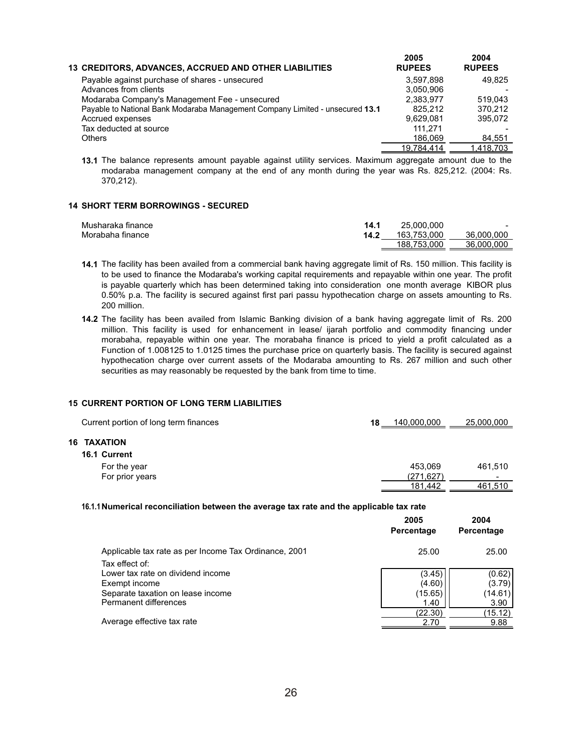## 13 CREDITORS, ADVANCES, ACCRUED AND OTHER LIABILITIES

| | Note | 2005 RUPEES | 2004 RUPEES |
|---|---|---|---|
| Payable against purchase of shares - unsecured | | 3,597,898 | 49,825 |
| Advances from clients | | 3,050,906 | - |
| Modaraba Company's Management Fee - unsecured | | 2,383,977 | 519,043 |
| Payable to National Bank Modaraba Management Company Limited - unsecured | 13.1 | 825,212 | 370,212 |
| Accrued expenses | | 9,629,081 | 395,072 |
| Tax deducted at source | | 111,271 | - |
| Others | | 186,069 | 84,551 |
| | | 19,784,414 | 1,418,703 |

**13.1** The balance represents amount payable against utility services. Maximum aggregate amount due to the modaraba management company at the end of any month during the year was Rs. 825,212. (2004: Rs. 370,212).

## 14 SHORT TERM BORROWINGS - SECURED

| | Note | 2005 | 2004 |
|---|---|---|---|
| Musharaka finance | 14.1 | 25,000,000 | - |
| Morabaha finance | 14.2 | 163,753,000 | 36,000,000 |
| | | 188,753,000 | 36,000,000 |

**14.1** The facility has been availed from a commercial bank having aggregate limit of Rs. 150 million. This facility is to be used to finance the Modaraba's working capital requirements and repayable within one year. The profit is payable quarterly which has been determined taking into consideration one month average KIBOR plus 0.50% p.a. The facility is secured against first pari passu hypothecation charge on assets amounting to Rs. 200 million.

**14.2** The facility has been availed from Islamic Banking division of a bank having aggregate limit of Rs. 200 million. This facility is used for enhancement in lease/ ijarah portfolio and commodity financing under morabaha, repayable within one year. The morabaha finance is priced to yield a profit calculated as a Function of 1.008125 to 1.0125 times the purchase price on quarterly basis. The facility is secured against hypothecation charge over current assets of the Modaraba amounting to Rs. 267 million and such other securities as may reasonably be requested by the bank from time to time.

## 15 CURRENT PORTION OF LONG TERM LIABILITIES

| | Note | 2005 | 2004 |
|---|---|---|---|
| Current portion of long term finances | 18 | 140,000,000 | 25,000,000 |

## 16 TAXATION

### 16.1 Current

| | 2005 | 2004 |
|---|---|---|
| For the year | 453,069 | 461,510 |
| For prior years | (271,627) | - |
| | 181,442 | 461,510 |

#### 16.1.1 Numerical reconciliation between the average tax rate and the applicable tax rate

| | 2005 Percentage | 2004 Percentage |
|---|---|---|
| Applicable tax rate as per Income Tax Ordinance, 2001 | 25.00 | 25.00 |
| Tax effect of: | | |
| Lower tax rate on dividend income | (3.45) | (0.62) |
| Exempt income | (4.60) | (3.79) |
| Separate taxation on lease income | (15.65) | (14.61) |
| Permanent differences | 1.40 | 3.90 |
| | (22.30) | (15.12) |
| Average effective tax rate | 2.70 | 9.88 |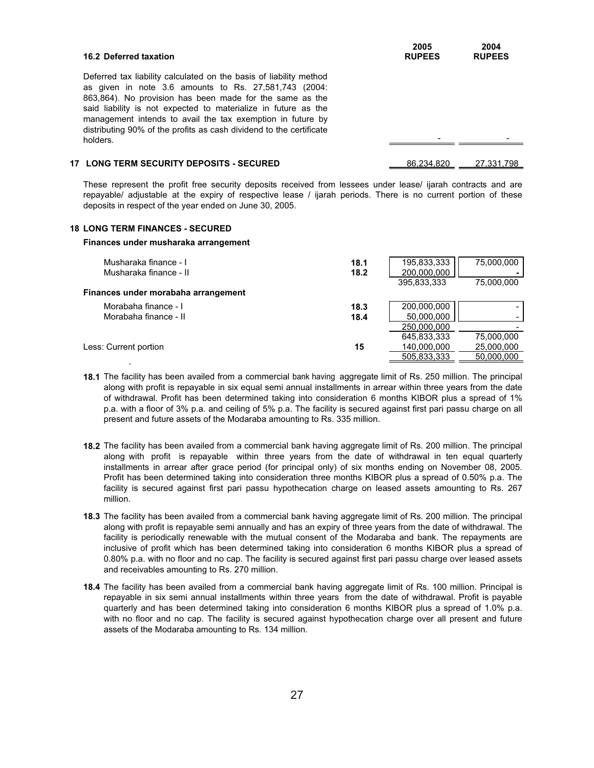| 16.2 Deferred taxation | 2005 RUPEES | 2004 RUPEES |
|---|---|---|
| Deferred tax liability calculated on the basis of liability method as given in note 3.6 amounts to Rs. 27,581,743 (2004: 863,864). No provision has been made for the same as the said liability is not expected to materialize in future as the management intends to avail the tax exemption in future by distributing 90% of the profits as cash dividend to the certificate holders. | - | - |

| | 2005 RUPEES | 2004 RUPEES |
|---|---|---|
| **17 LONG TERM SECURITY DEPOSITS - SECURED** | 86,234,820 | 27,331,798 |

These represent the profit free security deposits received from lessees under lease/ ijarah contracts and are repayable/ adjustable at the expiry of respective lease / ijarah periods. There is no current portion of these deposits in respect of the year ended on June 30, 2005.

**18 LONG TERM FINANCES - SECURED**

| | Note | 2005 RUPEES | 2004 RUPEES |
|---|---|---|---|
| **Finances under musharaka arrangement** | | | |
| Musharaka finance - I | 18.1 | 195,833,333 | 75,000,000 |
| Musharaka finance - II | 18.2 | 200,000,000 | - |
| | | 395,833,333 | 75,000,000 |
| **Finances under morabaha arrangement** | | | |
| Morabaha finance - I | 18.3 | 200,000,000 | - |
| Morabaha finance - II | 18.4 | 50,000,000 | - |
| | | 250,000,000 | - |
| | | 645,833,333 | 75,000,000 |
| Less: Current portion | 15 | 140,000,000 | 25,000,000 |
| | | 505,833,333 | 50,000,000 |

**18.1** The facility has been availed from a commercial bank having aggregate limit of Rs. 250 million. The principal along with profit is repayable in six equal semi annual installments in arrear within three years from the date of withdrawal. Profit has been determined taking into consideration 6 months KIBOR plus a spread of 1% p.a. with a floor of 3% p.a. and ceiling of 5% p.a. The facility is secured against first pari passu charge on all present and future assets of the Modaraba amounting to Rs. 335 million.

**18.2** The facility has been availed from a commercial bank having aggregate limit of Rs. 200 million. The principal along with profit is repayable within three years from the date of withdrawal in ten equal quarterly installments in arrear after grace period (for principal only) of six months ending on November 08, 2005. Profit has been determined taking into consideration three months KIBOR plus a spread of 0.50% p.a. The facility is secured against first pari passu hypothecation charge on leased assets amounting to Rs. 267 million.

**18.3** The facility has been availed from a commercial bank having aggregate limit of Rs. 200 million. The principal along with profit is repayable semi annually and has an expiry of three years from the date of withdrawal. The facility is periodically renewable with the mutual consent of the Modaraba and bank. The repayments are inclusive of profit which has been determined taking into consideration 6 months KIBOR plus a spread of 0.80% p.a. with no floor and no cap. The facility is secured against first pari passu charge over leased assets and receivables amounting to Rs. 270 million.

**18.4** The facility has been availed from a commercial bank having aggregate limit of Rs. 100 million. Principal is repayable in six semi annual installments within three years from the date of withdrawal. Profit is payable quarterly and has been determined taking into consideration 6 months KIBOR plus a spread of 1.0% p.a. with no floor and no cap. The facility is secured against hypothecation charge over all present and future assets of the Modaraba amounting to Rs. 134 million.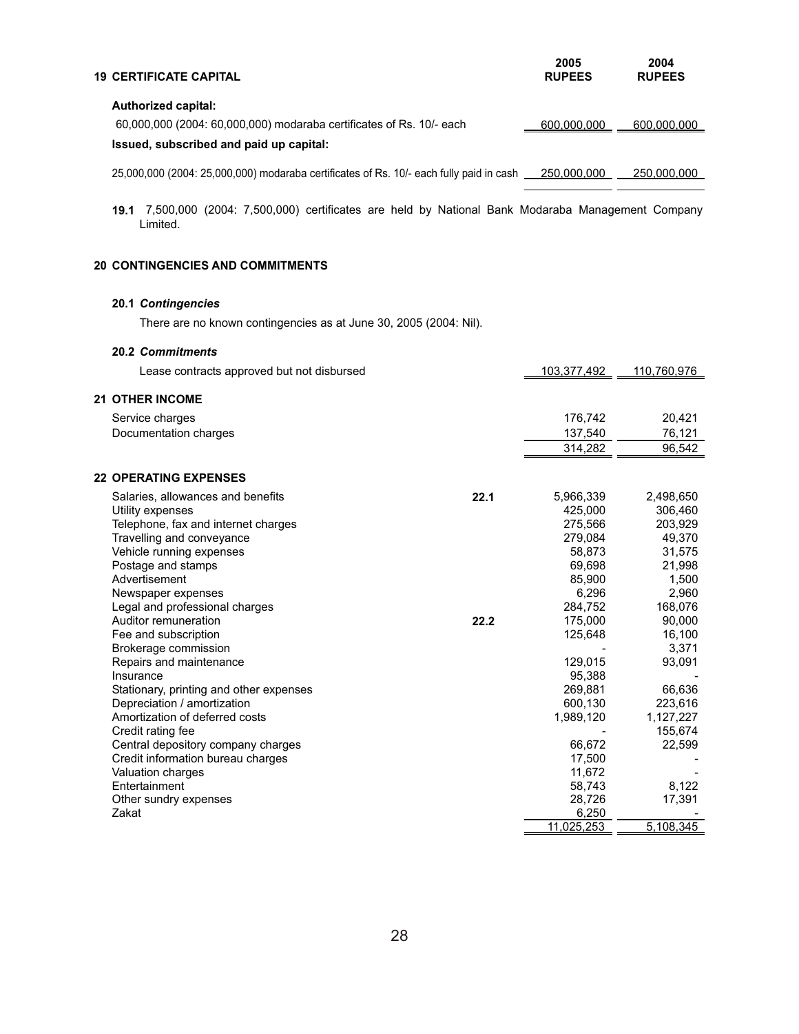## 19 CERTIFICATE CAPITAL

| | 2005 RUPEES | 2004 RUPEES |
|---|---|---|
| **Authorized capital:** | | |
| 60,000,000 (2004: 60,000,000) modaraba certificates of Rs. 10/- each | 600,000,000 | 600,000,000 |
| **Issued, subscribed and paid up capital:** | | |
| 25,000,000 (2004: 25,000,000) modaraba certificates of Rs. 10/- each fully paid in cash | 250,000,000 | 250,000,000 |

**19.1** 7,500,000 (2004: 7,500,000) certificates are held by National Bank Modaraba Management Company Limited.

## 20 CONTINGENCIES AND COMMITMENTS

### 20.1 *Contingencies*

There are no known contingencies as at June 30, 2005 (2004: Nil).

### 20.2 *Commitments*

| | 2005 RUPEES | 2004 RUPEES |
|---|---|---|
| Lease contracts approved but not disbursed | 103,377,492 | 110,760,976 |

## 21 OTHER INCOME

| | 2005 RUPEES | 2004 RUPEES |
|---|---|---|
| Service charges | 176,742 | 20,421 |
| Documentation charges | 137,540 | 76,121 |
| | 314,282 | 96,542 |

## 22 OPERATING EXPENSES

| | Note | 2005 RUPEES | 2004 RUPEES |
|---|---|---|---|
| Salaries, allowances and benefits | 22.1 | 5,966,339 | 2,498,650 |
| Utility expenses | | 425,000 | 306,460 |
| Telephone, fax and internet charges | | 275,566 | 203,929 |
| Travelling and conveyance | | 279,084 | 49,370 |
| Vehicle running expenses | | 58,873 | 31,575 |
| Postage and stamps | | 69,698 | 21,998 |
| Advertisement | | 85,900 | 1,500 |
| Newspaper expenses | | 6,296 | 2,960 |
| Legal and professional charges | | 284,752 | 168,076 |
| Auditor remuneration | 22.2 | 175,000 | 90,000 |
| Fee and subscription | | 125,648 | 16,100 |
| Brokerage commission | | - | 3,371 |
| Repairs and maintenance | | 129,015 | 93,091 |
| Insurance | | 95,388 | - |
| Stationary, printing and other expenses | | 269,881 | 66,636 |
| Depreciation / amortization | | 600,130 | 223,616 |
| Amortization of deferred costs | | 1,989,120 | 1,127,227 |
| Credit rating fee | | - | 155,674 |
| Central depository company charges | | 66,672 | 22,599 |
| Credit information bureau charges | | 17,500 | - |
| Valuation charges | | 11,672 | - |
| Entertainment | | 58,743 | 8,122 |
| Other sundry expenses | | 28,726 | 17,391 |
| Zakat | | 6,250 | - |
| | | 11,025,253 | 5,108,345 |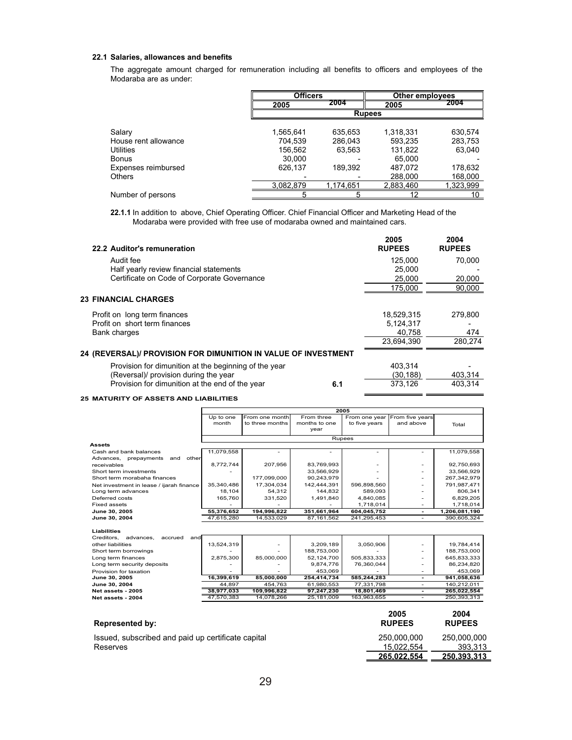### 22.1 Salaries, allowances and benefits

The aggregate amount charged for remuneration including all benefits to officers and employees of the Modaraba are as under:

| | Officers | | Other employees | |
|---|---|---|---|---|
| | 2005 | 2004 | 2005 | 2004 |
| | Rupees | | | |
| Salary | 1,565,641 | 635,653 | 1,318,331 | 630,574 |
| House rent allowance | 704,539 | 286,043 | 593,235 | 283,753 |
| Utilities | 156,562 | 63,563 | 131,822 | 63,040 |
| Bonus | 30,000 | - | 65,000 | - |
| Expenses reimbursed | 626,137 | 189,392 | 487,072 | 178,632 |
| Others | - | - | 288,000 | 168,000 |
| | 3,082,879 | 1,174,651 | 2,883,460 | 1,323,999 |
| Number of persons | 5 | 5 | 12 | 10 |

**22.1.1** In addition to above, Chief Operating Officer. Chief Financial Officer and Marketing Head of the Modaraba were provided with free use of modaraba owned and maintained cars.

| **22.2 Auditor's remuneration** | | **2005 RUPEES** | **2004 RUPEES** |
|---|---|---|---|
| Audit fee | | 125,000 | 70,000 |
| Half yearly review financial statements | | 25,000 | - |
| Certificate on Code of Corporate Governance | | 25,000 | 20,000 |
| | | 175,000 | 90,000 |
| **23 FINANCIAL CHARGES** | | | |
| Profit on long term finances | | 18,529,315 | 279,800 |
| Profit on short term finances | | 5,124,317 | - |
| Bank charges | | 40,758 | 474 |
| | | 23,694,390 | 280,274 |
| **24 (REVERSAL)/ PROVISION FOR DIMUNITION IN VALUE OF INVESTMENT** | | | |
| Provision for dimunition at the beginning of the year | | 403,314 | - |
| (Reversal)/ provision during the year | | (30,188) | 403,314 |
| Provision for dimunition at the end of the year | 6.1 | 373,126 | 403,314 |

### 25 MATURITY OF ASSETS AND LIABILITIES

| | 2005 | | | | | |
|---|---|---|---|---|---|---|
| | Up to one month | From one month to three months | From three months to one year | From one year to five years | From five years and above | Total |
| | Rupees | | | | | |
| **Assets** | | | | | | |
| Cash and bank balances | 11,079,558 | - | - | - | - | 11,079,558 |
| Advances, prepayments and other receivables | 8,772,744 | 207,956 | 83,769,993 | - | - | 92,750,693 |
| Short term investments | - | | 33,566,929 | - | - | 33,566,929 |
| Short term morabaha finances | | 177,099,000 | 90,243,979 | - | - | 267,342,979 |
| Net investment in lease / ijarah finance | 35,340,486 | 17,304,034 | 142,444,391 | 596,898,560 | - | 791,987,471 |
| Long term advances | 18,104 | 54,312 | 144,832 | 589,093 | - | 806,341 |
| Deferred costs | 165,760 | 331,520 | 1,491,840 | 4,840,085 | - | 6,829,205 |
| Fixed assets | - | - | - | 1,718,014 | - | 1,718,014 |
| **June 30, 2005** | **55,376,652** | **194,996,822** | **351,661,964** | **604,045,752** | **-** | **1,206,081,190** |
| **June 30, 2004** | 47,615,280 | 14,533,029 | 87,161,562 | 241,295,453 | - | 390,605,324 |
| **Liabilities** | | | | | | |
| Creditors, advances, accrued and other liabilities | 13,524,319 | - | 3,209,189 | 3,050,906 | - | 19,784,414 |
| Short term borrowings | - | - | 188,753,000 | - | - | 188,753,000 |
| Long term finances | 2,875,300 | 85,000,000 | 52,124,700 | 505,833,333 | - | 645,833,333 |
| Long term security deposits | - | - | 9,874,776 | 76,360,044 | - | 86,234,820 |
| Provision for taxation | - | - | 453,069 | - | - | 453,069 |
| **June 30, 2005** | **16,399,619** | **85,000,000** | **254,414,734** | **585,244,283** | **-** | **941,058,636** |
| **June 30, 2004** | 44,897 | 454,763 | 61,980,553 | 77,331,798 | - | 140,212,011 |
| **Net assets - 2005** | **38,977,033** | **109,996,822** | **97,247,230** | **18,801,469** | **-** | **265,022,554** |
| **Net assets - 2004** | 47,570,383 | 14,078,266 | 25,181,009 | 163,963,655 | - | 250,393,313 |

| **Represented by:** | **2005 RUPEES** | **2004 RUPEES** |
|---|---|---|
| Issued, subscribed and paid up certificate capital | 250,000,000 | 250,000,000 |
| Reserves | 15,022,554 | 393,313 |
| | **265,022,554** | **250,393,313** |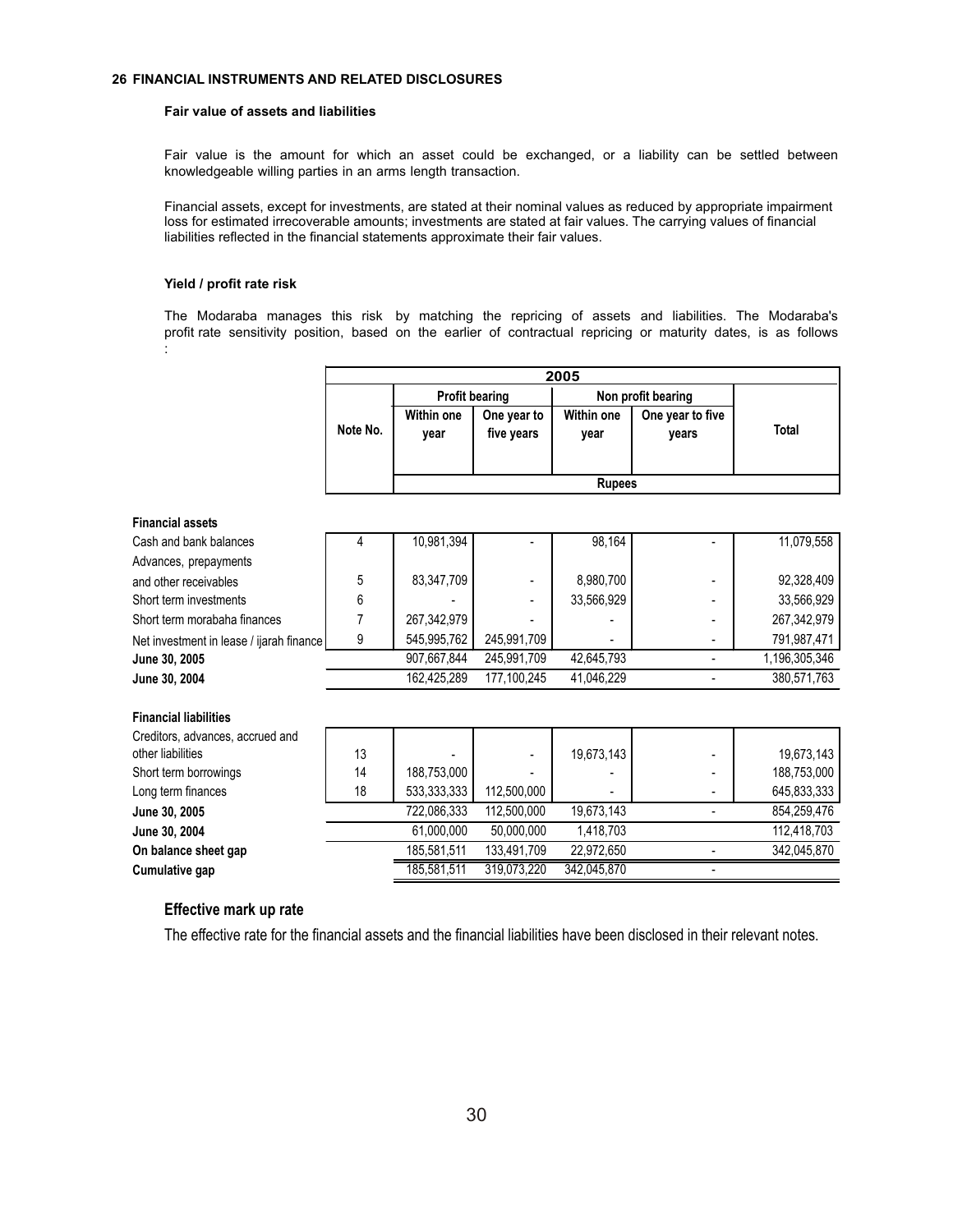## 26 FINANCIAL INSTRUMENTS AND RELATED DISCLOSURES

### Fair value of assets and liabilities

Fair value is the amount for which an asset could be exchanged, or a liability can be settled between knowledgeable willing parties in an arms length transaction.

Financial assets, except for investments, are stated at their nominal values as reduced by appropriate impairment loss for estimated irrecoverable amounts; investments are stated at fair values. The carrying values of financial liabilities reflected in the financial statements approximate their fair values.

### Yield / profit rate risk

The Modaraba manages this risk by matching the repricing of assets and liabilities. The Modaraba's profit rate sensitivity position, based on the earlier of contractual repricing or maturity dates, is as follows :

| | | 2005 | | | | |
|---|---|---|---|---|---|---|
| | | Profit bearing | | Non profit bearing | | |
| | Note No. | Within one year | One year to five years | Within one year | One year to five years | Total |
| | | Rupees | | | | |
| **Financial assets** | | | | | | |
| Cash and bank balances | 4 | 10,981,394 | - | 98,164 | - | 11,079,558 |
| Advances, prepayments and other receivables | 5 | 83,347,709 | - | 8,980,700 | - | 92,328,409 |
| Short term investments | 6 | - | - | 33,566,929 | - | 33,566,929 |
| Short term morabaha finances | 7 | 267,342,979 | - | - | - | 267,342,979 |
| Net investment in lease / ijarah finance | 9 | 545,995,762 | 245,991,709 | - | - | 791,987,471 |
| **June 30, 2005** | | 907,667,844 | 245,991,709 | 42,645,793 | - | 1,196,305,346 |
| **June 30, 2004** | | 162,425,289 | 177,100,245 | 41,046,229 | - | 380,571,763 |
| **Financial liabilities** | | | | | | |
| Creditors, advances, accrued and other liabilities | 13 | - | - | 19,673,143 | - | 19,673,143 |
| Short term borrowings | 14 | 188,753,000 | - | - | - | 188,753,000 |
| Long term finances | 18 | 533,333,333 | 112,500,000 | - | - | 645,833,333 |
| **June 30, 2005** | | 722,086,333 | 112,500,000 | 19,673,143 | - | 854,259,476 |
| **June 30, 2004** | | 61,000,000 | 50,000,000 | 1,418,703 | | 112,418,703 |
| **On balance sheet gap** | | 185,581,511 | 133,491,709 | 22,972,650 | - | 342,045,870 |
| **Cumulative gap** | | 185,581,511 | 319,073,220 | 342,045,870 | - | |

### Effective mark up rate

The effective rate for the financial assets and the financial liabilities have been disclosed in their relevant notes.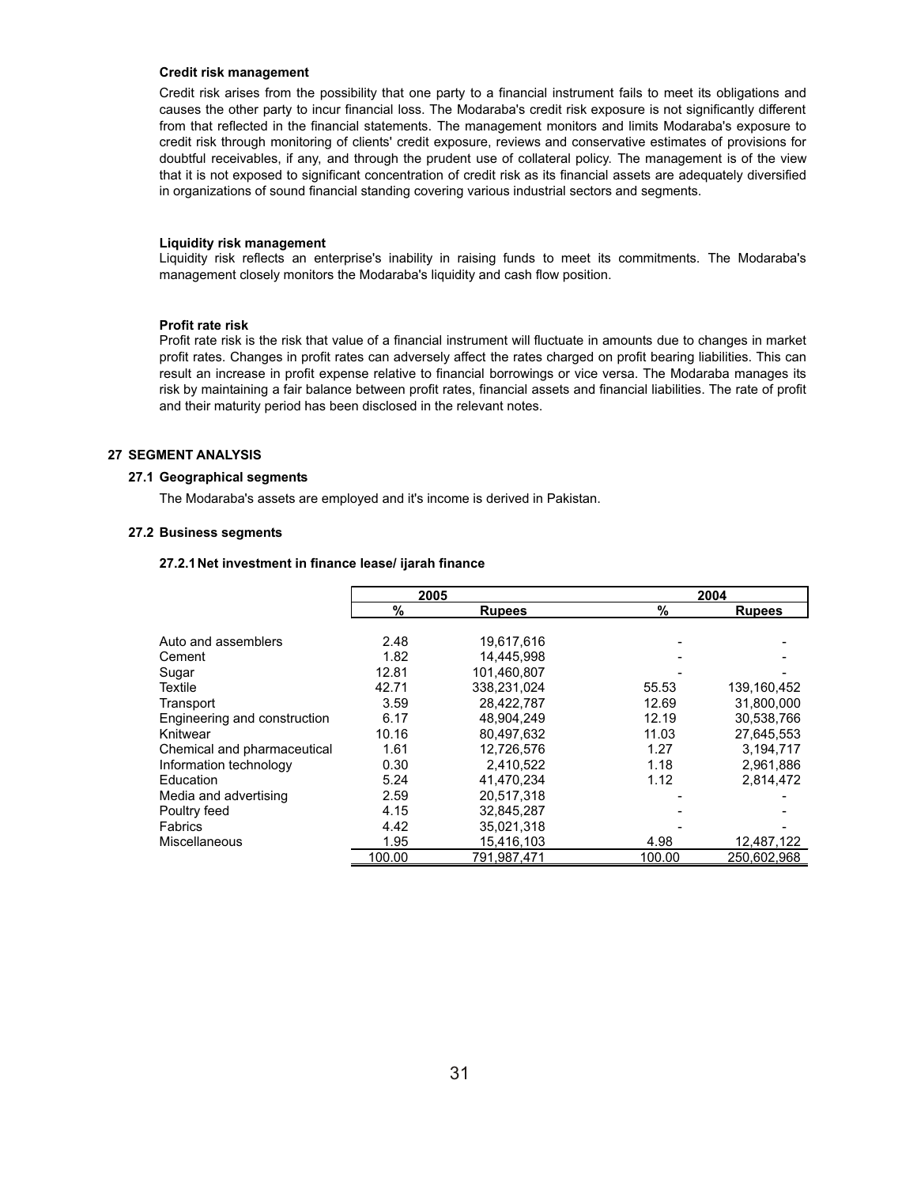**Credit risk management**

Credit risk arises from the possibility that one party to a financial instrument fails to meet its obligations and causes the other party to incur financial loss. The Modaraba's credit risk exposure is not significantly different from that reflected in the financial statements. The management monitors and limits Modaraba's exposure to credit risk through monitoring of clients' credit exposure, reviews and conservative estimates of provisions for doubtful receivables, if any, and through the prudent use of collateral policy. The management is of the view that it is not exposed to significant concentration of credit risk as its financial assets are adequately diversified in organizations of sound financial standing covering various industrial sectors and segments.

**Liquidity risk management**

Liquidity risk reflects an enterprise's inability in raising funds to meet its commitments. The Modaraba's management closely monitors the Modaraba's liquidity and cash flow position.

**Profit rate risk**

Profit rate risk is the risk that value of a financial instrument will fluctuate in amounts due to changes in market profit rates. Changes in profit rates can adversely affect the rates charged on profit bearing liabilities. This can result an increase in profit expense relative to financial borrowings or vice versa. The Modaraba manages its risk by maintaining a fair balance between profit rates, financial assets and financial liabilities. The rate of profit and their maturity period has been disclosed in the relevant notes.

## 27 SEGMENT ANALYSIS

### 27.1 Geographical segments

The Modaraba's assets are employed and it's income is derived in Pakistan.

### 27.2 Business segments

#### 27.2.1 Net investment in finance lease/ ijarah finance

| | 2005 | | 2004 | |
|---|---|---|---|---|
| | % | Rupees | % | Rupees |
| Auto and assemblers | 2.48 | 19,617,616 | - | - |
| Cement | 1.82 | 14,445,998 | - | - |
| Sugar | 12.81 | 101,460,807 | - | - |
| Textile | 42.71 | 338,231,024 | 55.53 | 139,160,452 |
| Transport | 3.59 | 28,422,787 | 12.69 | 31,800,000 |
| Engineering and construction | 6.17 | 48,904,249 | 12.19 | 30,538,766 |
| Knitwear | 10.16 | 80,497,632 | 11.03 | 27,645,553 |
| Chemical and pharmaceutical | 1.61 | 12,726,576 | 1.27 | 3,194,717 |
| Information technology | 0.30 | 2,410,522 | 1.18 | 2,961,886 |
| Education | 5.24 | 41,470,234 | 1.12 | 2,814,472 |
| Media and advertising | 2.59 | 20,517,318 | - | - |
| Poultry feed | 4.15 | 32,845,287 | - | - |
| Fabrics | 4.42 | 35,021,318 | - | - |
| Miscellaneous | 1.95 | 15,416,103 | 4.98 | 12,487,122 |
| | 100.00 | 791,987,471 | 100.00 | 250,602,968 |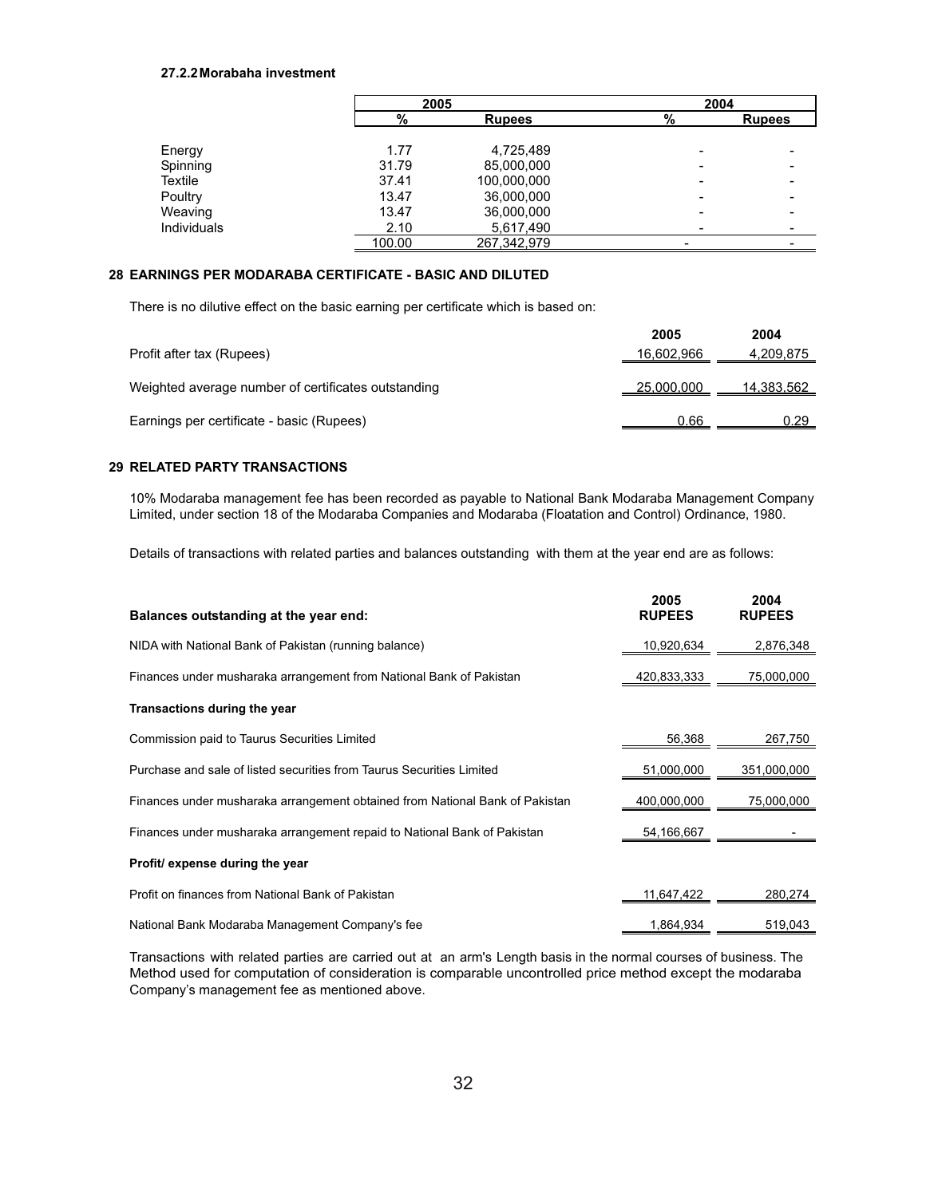#### 27.2.2 Morabaha investment

| | 2005 | | 2004 | |
|---|---|---|---|---|
| | % | Rupees | % | Rupees |
| Energy | 1.77 | 4,725,489 | - | - |
| Spinning | 31.79 | 85,000,000 | - | - |
| Textile | 37.41 | 100,000,000 | - | - |
| Poultry | 13.47 | 36,000,000 | - | - |
| Weaving | 13.47 | 36,000,000 | - | - |
| Individuals | 2.10 | 5,617,490 | - | - |
| | 100.00 | 267,342,979 | - | - |

## 28 EARNINGS PER MODARABA CERTIFICATE - BASIC AND DILUTED

There is no dilutive effect on the basic earning per certificate which is based on:

| | 2005 | 2004 |
|---|---|---|
| Profit after tax (Rupees) | 16,602,966 | 4,209,875 |
| Weighted average number of certificates outstanding | 25,000,000 | 14,383,562 |
| Earnings per certificate - basic (Rupees) | 0.66 | 0.29 |

## 29 RELATED PARTY TRANSACTIONS

10% Modaraba management fee has been recorded as payable to National Bank Modaraba Management Company Limited, under section 18 of the Modaraba Companies and Modaraba (Floatation and Control) Ordinance, 1980.

Details of transactions with related parties and balances outstanding with them at the year end are as follows:

| **Balances outstanding at the year end:** | **2005 RUPEES** | **2004 RUPEES** |
|---|---|---|
| NIDA with National Bank of Pakistan (running balance) | 10,920,634 | 2,876,348 |
| Finances under musharaka arrangement from National Bank of Pakistan | 420,833,333 | 75,000,000 |
| **Transactions during the year** | | |
| Commission paid to Taurus Securities Limited | 56,368 | 267,750 |
| Purchase and sale of listed securities from Taurus Securities Limited | 51,000,000 | 351,000,000 |
| Finances under musharaka arrangement obtained from National Bank of Pakistan | 400,000,000 | 75,000,000 |
| Finances under musharaka arrangement repaid to National Bank of Pakistan | 54,166,667 | - |
| **Profit/ expense during the year** | | |
| Profit on finances from National Bank of Pakistan | 11,647,422 | 280,274 |
| National Bank Modaraba Management Company's fee | 1,864,934 | 519,043 |

Transactions with related parties are carried out at an arm's Length basis in the normal courses of business. The Method used for computation of consideration is comparable uncontrolled price method except the modaraba Company's management fee as mentioned above.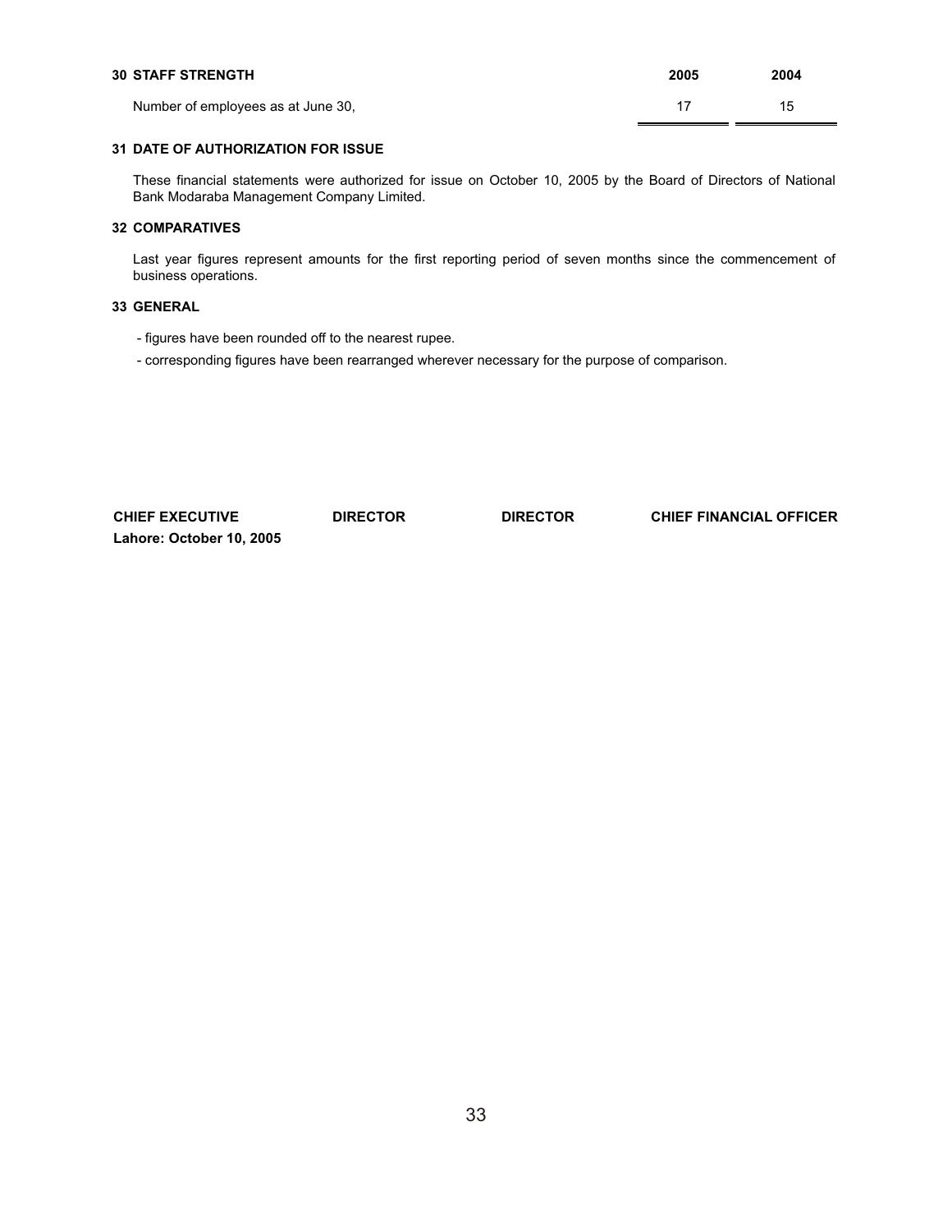## 30 STAFF STRENGTH

| | 2005 | 2004 |
|---|---|---|
| Number of employees as at June 30, | 17 | 15 |

## 31 DATE OF AUTHORIZATION FOR ISSUE

These financial statements were authorized for issue on October 10, 2005 by the Board of Directors of National Bank Modaraba Management Company Limited.

## 32 COMPARATIVES

Last year figures represent amounts for the first reporting period of seven months since the commencement of business operations.

## 33 GENERAL

- figures have been rounded off to the nearest rupee.
- corresponding figures have been rearranged wherever necessary for the purpose of comparison.

**CHIEF EXECUTIVE** **DIRECTOR** **DIRECTOR** **CHIEF FINANCIAL OFFICER**

**Lahore: October 10, 2005**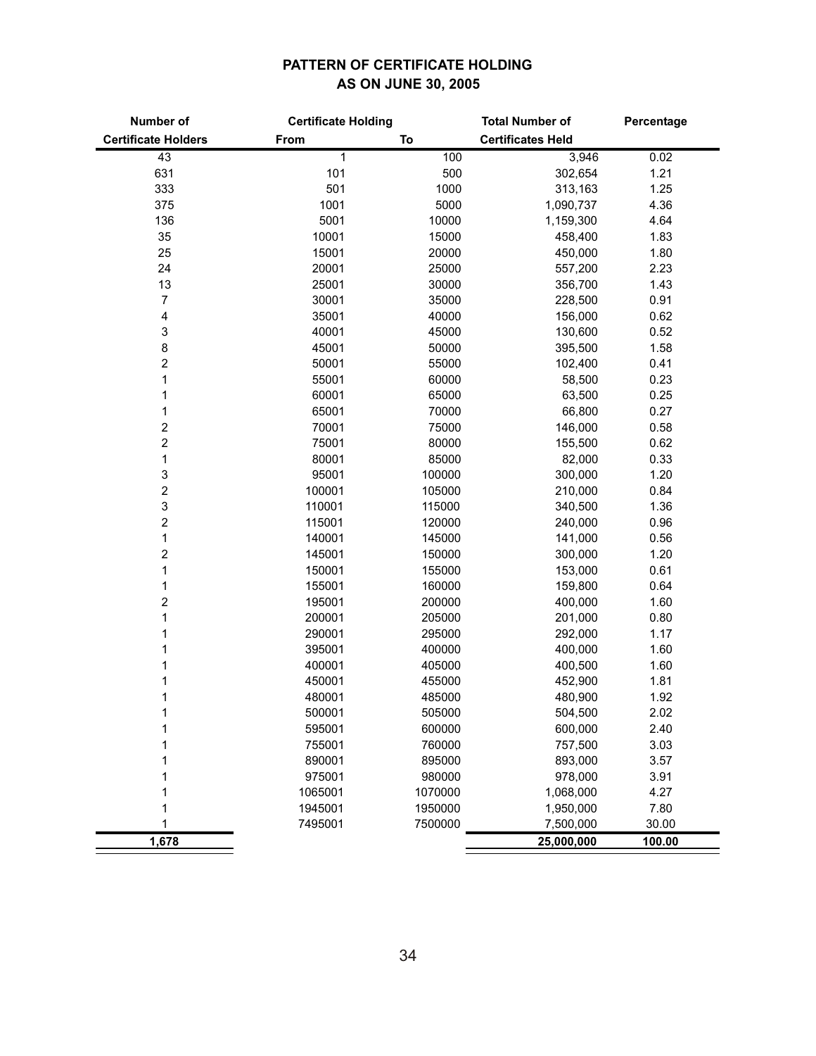## PATTERN OF CERTIFICATE HOLDING
## AS ON JUNE 30, 2005

| Number of Certificate Holders | Certificate Holding From | Certificate Holding To | Total Number of Certificates Held | Percentage |
|---|---|---|---|---|
| 43 | 1 | 100 | 3,946 | 0.02 |
| 631 | 101 | 500 | 302,654 | 1.21 |
| 333 | 501 | 1000 | 313,163 | 1.25 |
| 375 | 1001 | 5000 | 1,090,737 | 4.36 |
| 136 | 5001 | 10000 | 1,159,300 | 4.64 |
| 35 | 10001 | 15000 | 458,400 | 1.83 |
| 25 | 15001 | 20000 | 450,000 | 1.80 |
| 24 | 20001 | 25000 | 557,200 | 2.23 |
| 13 | 25001 | 30000 | 356,700 | 1.43 |
| 7 | 30001 | 35000 | 228,500 | 0.91 |
| 4 | 35001 | 40000 | 156,000 | 0.62 |
| 3 | 40001 | 45000 | 130,600 | 0.52 |
| 8 | 45001 | 50000 | 395,500 | 1.58 |
| 2 | 50001 | 55000 | 102,400 | 0.41 |
| 1 | 55001 | 60000 | 58,500 | 0.23 |
| 1 | 60001 | 65000 | 63,500 | 0.25 |
| 1 | 65001 | 70000 | 66,800 | 0.27 |
| 2 | 70001 | 75000 | 146,000 | 0.58 |
| 2 | 75001 | 80000 | 155,500 | 0.62 |
| 1 | 80001 | 85000 | 82,000 | 0.33 |
| 3 | 95001 | 100000 | 300,000 | 1.20 |
| 2 | 100001 | 105000 | 210,000 | 0.84 |
| 3 | 110001 | 115000 | 340,500 | 1.36 |
| 2 | 115001 | 120000 | 240,000 | 0.96 |
| 1 | 140001 | 145000 | 141,000 | 0.56 |
| 2 | 145001 | 150000 | 300,000 | 1.20 |
| 1 | 150001 | 155000 | 153,000 | 0.61 |
| 1 | 155001 | 160000 | 159,800 | 0.64 |
| 2 | 195001 | 200000 | 400,000 | 1.60 |
| 1 | 200001 | 205000 | 201,000 | 0.80 |
| 1 | 290001 | 295000 | 292,000 | 1.17 |
| 1 | 395001 | 400000 | 400,000 | 1.60 |
| 1 | 400001 | 405000 | 400,500 | 1.60 |
| 1 | 450001 | 455000 | 452,900 | 1.81 |
| 1 | 480001 | 485000 | 480,900 | 1.92 |
| 1 | 500001 | 505000 | 504,500 | 2.02 |
| 1 | 595001 | 600000 | 600,000 | 2.40 |
| 1 | 755001 | 760000 | 757,500 | 3.03 |
| 1 | 890001 | 895000 | 893,000 | 3.57 |
| 1 | 975001 | 980000 | 978,000 | 3.91 |
| 1 | 1065001 | 1070000 | 1,068,000 | 4.27 |
| 1 | 1945001 | 1950000 | 1,950,000 | 7.80 |
| 1 | 7495001 | 7500000 | 7,500,000 | 30.00 |
| **1,678** | | | **25,000,000** | **100.00** |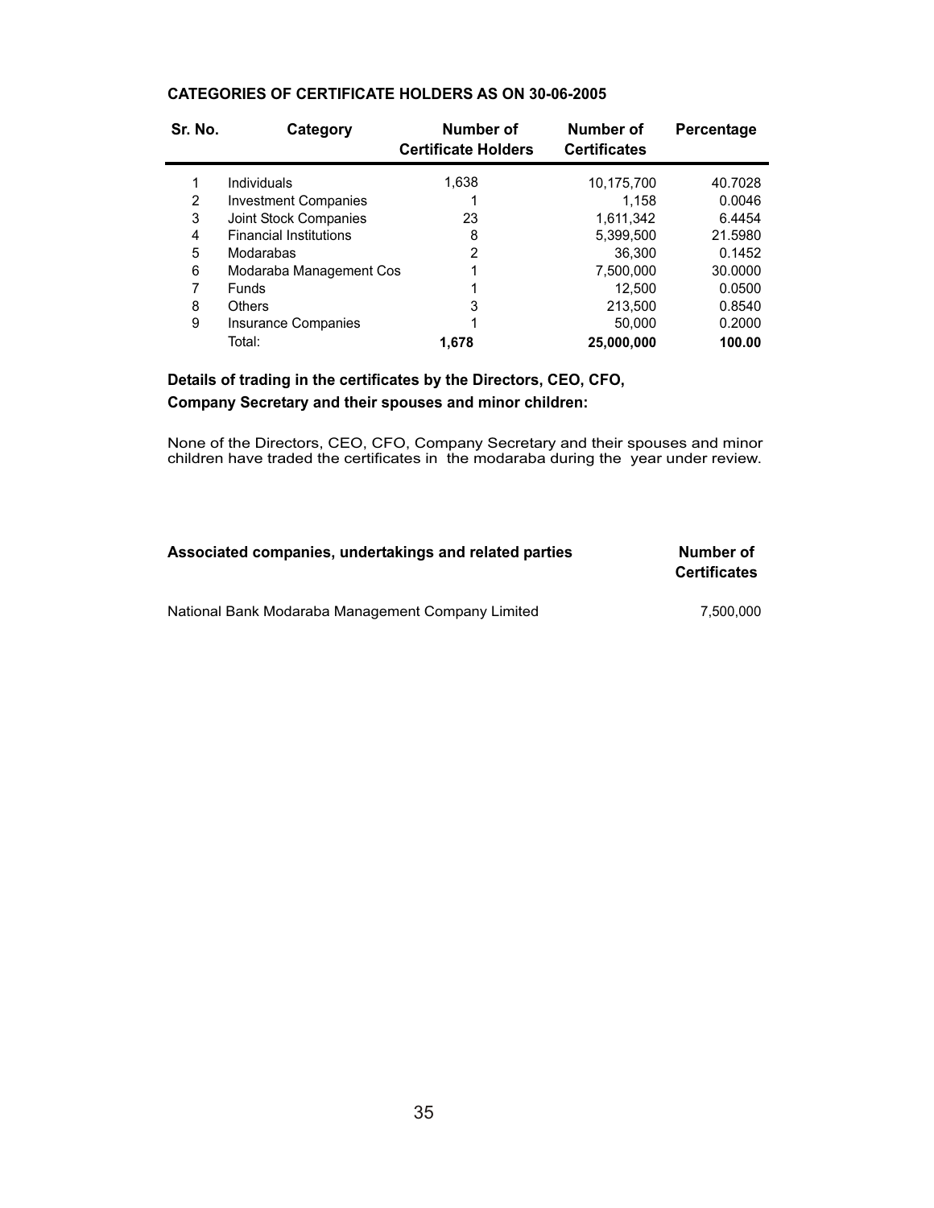## CATEGORIES OF CERTIFICATE HOLDERS AS ON 30-06-2005

| Sr. No. | Category | Number of Certificate Holders | Number of Certificates | Percentage |
|---|---|---|---|---|
| 1 | Individuals | 1,638 | 10,175,700 | 40.7028 |
| 2 | Investment Companies | 1 | 1,158 | 0.0046 |
| 3 | Joint Stock Companies | 23 | 1,611,342 | 6.4454 |
| 4 | Financial Institutions | 8 | 5,399,500 | 21.5980 |
| 5 | Modarabas | 2 | 36,300 | 0.1452 |
| 6 | Modaraba Management Cos | 1 | 7,500,000 | 30.0000 |
| 7 | Funds | 1 | 12,500 | 0.0500 |
| 8 | Others | 3 | 213,500 | 0.8540 |
| 9 | Insurance Companies | 1 | 50,000 | 0.2000 |
| | Total: | **1,678** | **25,000,000** | **100.00** |

**Details of trading in the certificates by the Directors, CEO, CFO, Company Secretary and their spouses and minor children:**

None of the Directors, CEO, CFO, Company Secretary and their spouses and minor children have traded the certificates in the modaraba during the year under review.

| Associated companies, undertakings and related parties | Number of Certificates |
|---|---|
| National Bank Modaraba Management Company Limited | 7,500,000 |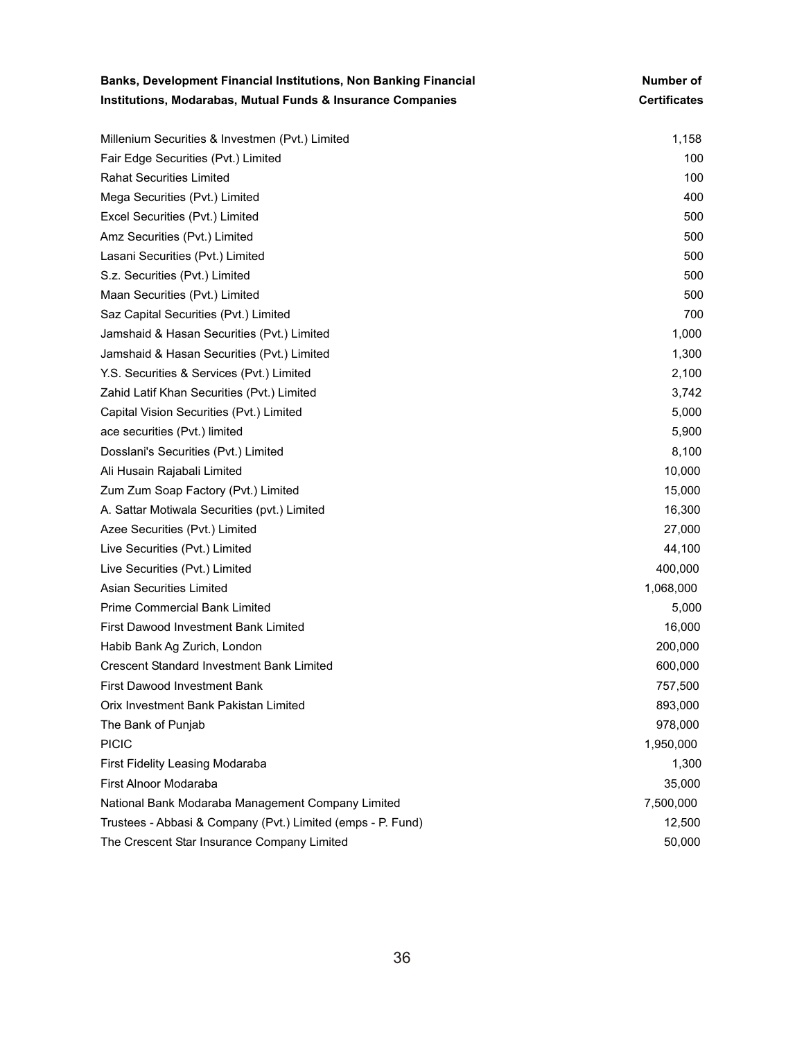| Banks, Development Financial Institutions, Non Banking Financial Institutions, Modarabas, Mutual Funds & Insurance Companies | Number of Certificates |
|---|---|
| Millenium Securities & Investmen (Pvt.) Limited | 1,158 |
| Fair Edge Securities (Pvt.) Limited | 100 |
| Rahat Securities Limited | 100 |
| Mega Securities (Pvt.) Limited | 400 |
| Excel Securities (Pvt.) Limited | 500 |
| Amz Securities (Pvt.) Limited | 500 |
| Lasani Securities (Pvt.) Limited | 500 |
| S.z. Securities (Pvt.) Limited | 500 |
| Maan Securities (Pvt.) Limited | 500 |
| Saz Capital Securities (Pvt.) Limited | 700 |
| Jamshaid & Hasan Securities (Pvt.) Limited | 1,000 |
| Jamshaid & Hasan Securities (Pvt.) Limited | 1,300 |
| Y.S. Securities & Services (Pvt.) Limited | 2,100 |
| Zahid Latif Khan Securities (Pvt.) Limited | 3,742 |
| Capital Vision Securities (Pvt.) Limited | 5,000 |
| ace securities (Pvt.) limited | 5,900 |
| Dosslani's Securities (Pvt.) Limited | 8,100 |
| Ali Husain Rajabali Limited | 10,000 |
| Zum Zum Soap Factory (Pvt.) Limited | 15,000 |
| A. Sattar Motiwala Securities (pvt.) Limited | 16,300 |
| Azee Securities (Pvt.) Limited | 27,000 |
| Live Securities (Pvt.) Limited | 44,100 |
| Live Securities (Pvt.) Limited | 400,000 |
| Asian Securities Limited | 1,068,000 |
| Prime Commercial Bank Limited | 5,000 |
| First Dawood Investment Bank Limited | 16,000 |
| Habib Bank Ag Zurich, London | 200,000 |
| Crescent Standard Investment Bank Limited | 600,000 |
| First Dawood Investment Bank | 757,500 |
| Orix Investment Bank Pakistan Limited | 893,000 |
| The Bank of Punjab | 978,000 |
| PICIC | 1,950,000 |
| First Fidelity Leasing Modaraba | 1,300 |
| First Alnoor Modaraba | 35,000 |
| National Bank Modaraba Management Company Limited | 7,500,000 |
| Trustees - Abbasi & Company (Pvt.) Limited (emps - P. Fund) | 12,500 |
| The Crescent Star Insurance Company Limited | 50,000 |